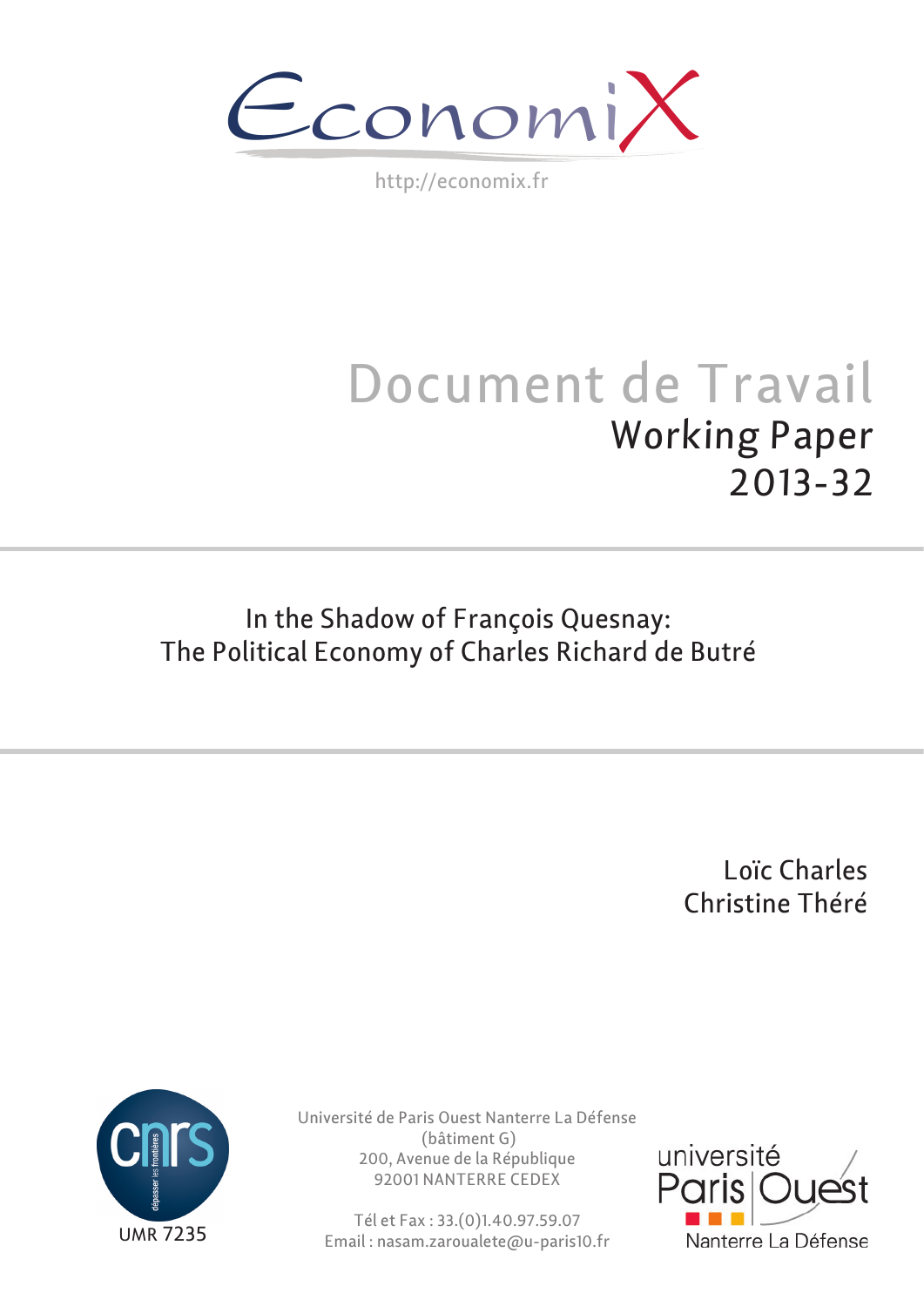EconomiX

http://economix.fr

# Document de Travail

## Working Paper 2013-32

# In the Shadow of François Quesnay: The Political Economy of Charles Richard de Butré

Loïc Charles

Christine Théré

UMR 7235

Université de Paris Ouest Nanterre La Défense
(bâtiment G)
200, Avenue de la République
92001 NANTERRE CEDEX

Tél et Fax : 33.(0)1.40.97.59.07
Email : nasam.zaroualete@u-paris10.fr

université Paris Ouest Nanterre La Défense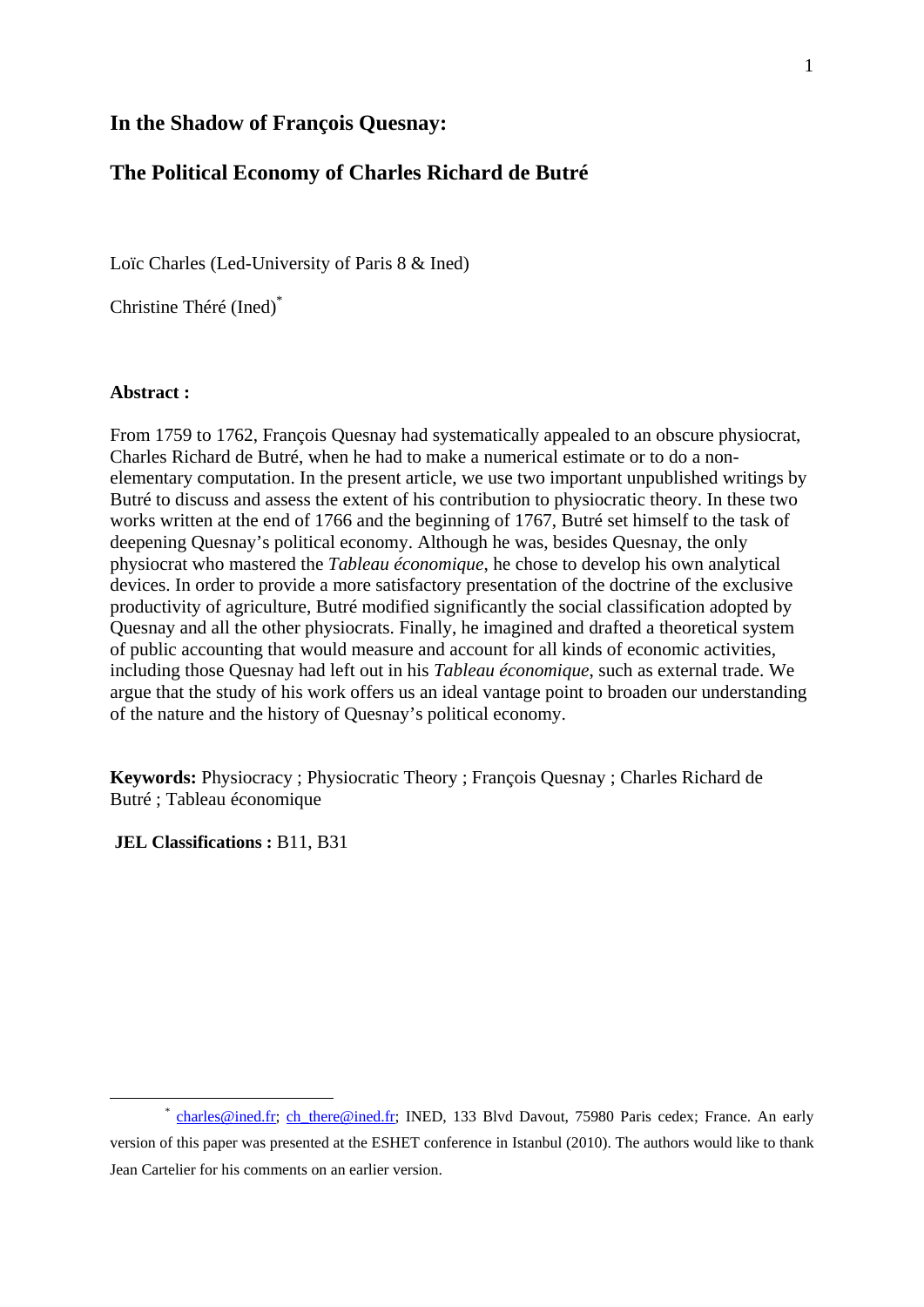# In the Shadow of François Quesnay:

# The Political Economy of Charles Richard de Butré

Loïc Charles (Led-University of Paris 8 & Ined)

Christine Théré (Ined)[*]

**Abstract :**

From 1759 to 1762, François Quesnay had systematically appealed to an obscure physiocrat, Charles Richard de Butré, when he had to make a numerical estimate or to do a non-elementary computation. In the present article, we use two important unpublished writings by Butré to discuss and assess the extent of his contribution to physiocratic theory. In these two works written at the end of 1766 and the beginning of 1767, Butré set himself to the task of deepening Quesnay's political economy. Although he was, besides Quesnay, the only physiocrat who mastered the *Tableau économique*, he chose to develop his own analytical devices. In order to provide a more satisfactory presentation of the doctrine of the exclusive productivity of agriculture, Butré modified significantly the social classification adopted by Quesnay and all the other physiocrats. Finally, he imagined and drafted a theoretical system of public accounting that would measure and account for all kinds of economic activities, including those Quesnay had left out in his *Tableau économique*, such as external trade. We argue that the study of his work offers us an ideal vantage point to broaden our understanding of the nature and the history of Quesnay's political economy.

**Keywords:** Physiocracy ; Physiocratic Theory ; François Quesnay ; Charles Richard de Butré ; Tableau économique

**JEL Classifications :** B11, B31

---

[*] charles@ined.fr; ch_there@ined.fr; INED, 133 Blvd Davout, 75980 Paris cedex; France. An early version of this paper was presented at the ESHET conference in Istanbul (2010). The authors would like to thank Jean Cartelier for his comments on an earlier version.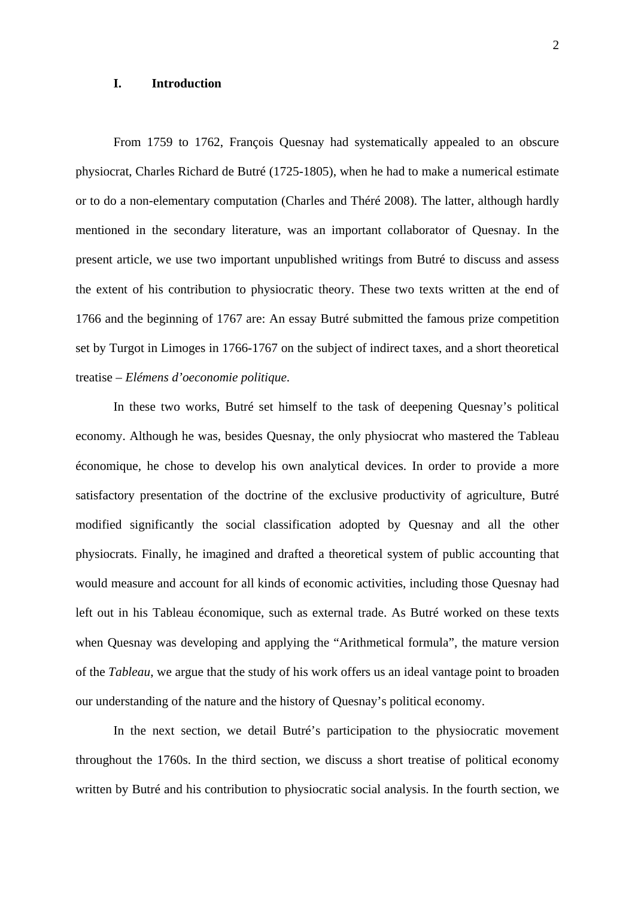## I. Introduction

From 1759 to 1762, François Quesnay had systematically appealed to an obscure physiocrat, Charles Richard de Butré (1725-1805), when he had to make a numerical estimate or to do a non-elementary computation (Charles and Théré 2008). The latter, although hardly mentioned in the secondary literature, was an important collaborator of Quesnay. In the present article, we use two important unpublished writings from Butré to discuss and assess the extent of his contribution to physiocratic theory. These two texts written at the end of 1766 and the beginning of 1767 are: An essay Butré submitted the famous prize competition set by Turgot in Limoges in 1766-1767 on the subject of indirect taxes, and a short theoretical treatise – *Elémens d'oeconomie politique.*

In these two works, Butré set himself to the task of deepening Quesnay's political economy. Although he was, besides Quesnay, the only physiocrat who mastered the Tableau économique, he chose to develop his own analytical devices. In order to provide a more satisfactory presentation of the doctrine of the exclusive productivity of agriculture, Butré modified significantly the social classification adopted by Quesnay and all the other physiocrats. Finally, he imagined and drafted a theoretical system of public accounting that would measure and account for all kinds of economic activities, including those Quesnay had left out in his Tableau économique, such as external trade. As Butré worked on these texts when Quesnay was developing and applying the "Arithmetical formula", the mature version of the *Tableau*, we argue that the study of his work offers us an ideal vantage point to broaden our understanding of the nature and the history of Quesnay's political economy.

In the next section, we detail Butré's participation to the physiocratic movement throughout the 1760s. In the third section, we discuss a short treatise of political economy written by Butré and his contribution to physiocratic social analysis. In the fourth section, we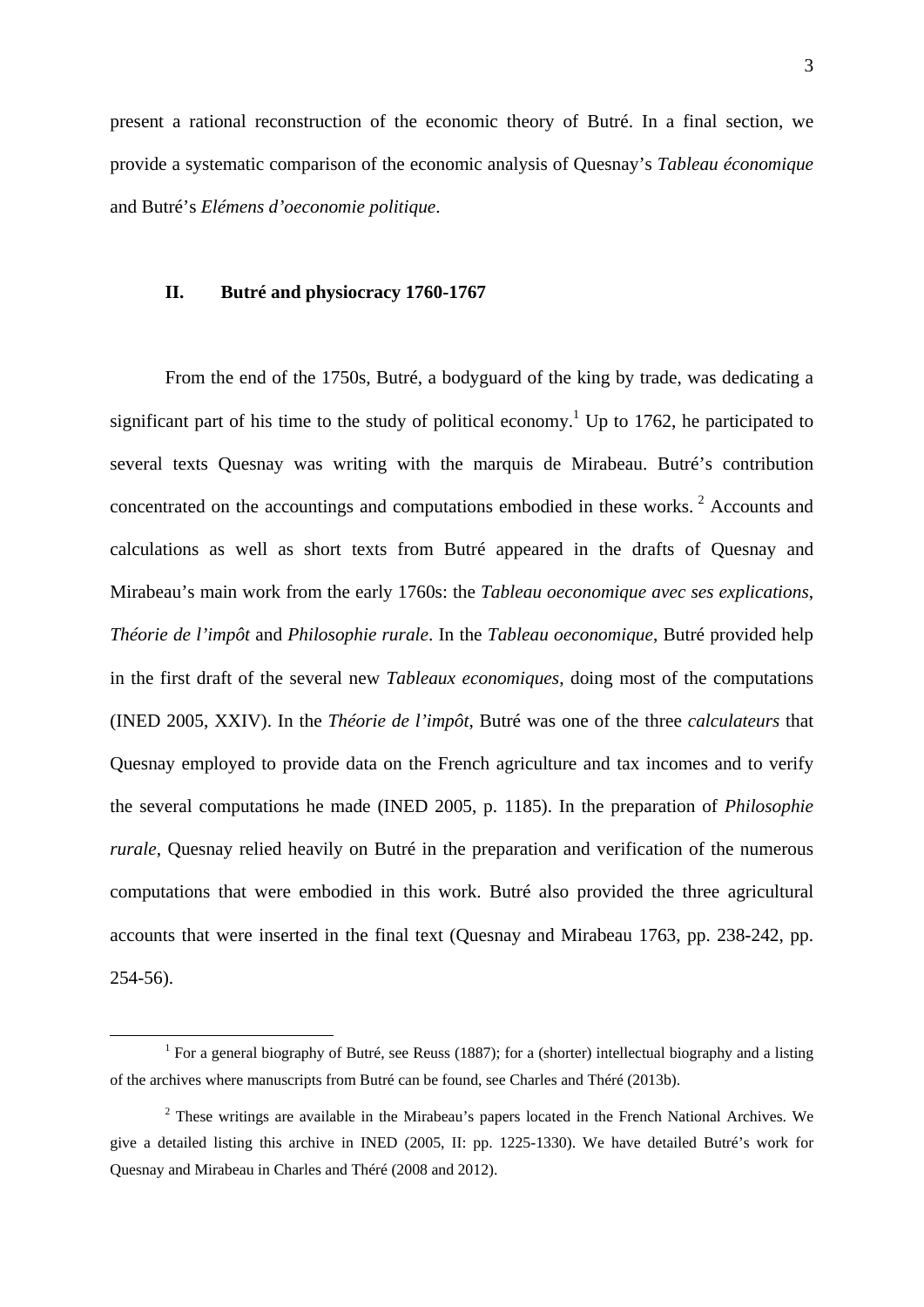present a rational reconstruction of the economic theory of Butré. In a final section, we provide a systematic comparison of the economic analysis of Quesnay's *Tableau économique* and Butré's *Elémens d'oeconomie politique*.

## II. Butré and physiocracy 1760-1767

From the end of the 1750s, Butré, a bodyguard of the king by trade, was dedicating a significant part of his time to the study of political economy.[1] Up to 1762, he participated to several texts Quesnay was writing with the marquis de Mirabeau. Butré's contribution concentrated on the accountings and computations embodied in these works.[2] Accounts and calculations as well as short texts from Butré appeared in the drafts of Quesnay and Mirabeau's main work from the early 1760s: the *Tableau oeconomique avec ses explications*, *Théorie de l'impôt* and *Philosophie rurale*. In the *Tableau oeconomique*, Butré provided help in the first draft of the several new *Tableaux economiques*, doing most of the computations (INED 2005, XXIV). In the *Théorie de l'impôt*, Butré was one of the three *calculateurs* that Quesnay employed to provide data on the French agriculture and tax incomes and to verify the several computations he made (INED 2005, p. 1185). In the preparation of *Philosophie rurale*, Quesnay relied heavily on Butré in the preparation and verification of the numerous computations that were embodied in this work. Butré also provided the three agricultural accounts that were inserted in the final text (Quesnay and Mirabeau 1763, pp. 238-242, pp. 254-56).

[1] For a general biography of Butré, see Reuss (1887); for a (shorter) intellectual biography and a listing of the archives where manuscripts from Butré can be found, see Charles and Théré (2013b).

[2] These writings are available in the Mirabeau's papers located in the French National Archives. We give a detailed listing this archive in INED (2005, II: pp. 1225-1330). We have detailed Butré's work for Quesnay and Mirabeau in Charles and Théré (2008 and 2012).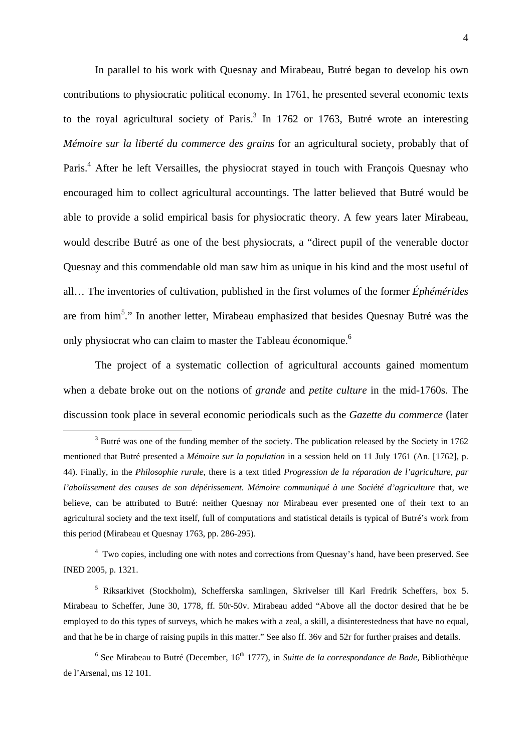In parallel to his work with Quesnay and Mirabeau, Butré began to develop his own contributions to physiocratic political economy. In 1761, he presented several economic texts to the royal agricultural society of Paris.[3] In 1762 or 1763, Butré wrote an interesting *Mémoire sur la liberté du commerce des grains* for an agricultural society, probably that of Paris.[4] After he left Versailles, the physiocrat stayed in touch with François Quesnay who encouraged him to collect agricultural accountings. The latter believed that Butré would be able to provide a solid empirical basis for physiocratic theory. A few years later Mirabeau, would describe Butré as one of the best physiocrats, a "direct pupil of the venerable doctor Quesnay and this commendable old man saw him as unique in his kind and the most useful of all… The inventories of cultivation, published in the first volumes of the former *Éphémérides* are from him[5]." In another letter, Mirabeau emphasized that besides Quesnay Butré was the only physiocrat who can claim to master the Tableau économique.[6]

The project of a systematic collection of agricultural accounts gained momentum when a debate broke out on the notions of *grande* and *petite culture* in the mid-1760s. The discussion took place in several economic periodicals such as the *Gazette du commerce* (later

[3] Butré was one of the funding member of the society. The publication released by the Society in 1762 mentioned that Butré presented a *Mémoire sur la population* in a session held on 11 July 1761 (An. [1762], p. 44). Finally, in the *Philosophie rurale,* there is a text titled *Progression de la réparation de l'agriculture, par l'abolissement des causes de son dépérissement. Mémoire communiqué à une Société d'agriculture* that, we believe, can be attributed to Butré: neither Quesnay nor Mirabeau ever presented one of their text to an agricultural society and the text itself, full of computations and statistical details is typical of Butré's work from this period (Mirabeau et Quesnay 1763, pp. 286-295).

[4] Two copies, including one with notes and corrections from Quesnay's hand, have been preserved. See INED 2005, p. 1321.

[5] Riksarkivet (Stockholm), Schefferska samlingen, Skrivelser till Karl Fredrik Scheffers, box 5. Mirabeau to Scheffer, June 30, 1778, ff. 50r-50v. Mirabeau added "Above all the doctor desired that he be employed to do this types of surveys, which he makes with a zeal, a skill, a disinterestedness that have no equal, and that he be in charge of raising pupils in this matter." See also ff. 36v and 52r for further praises and details.

[6] See Mirabeau to Butré (December, 16th 1777), in *Suitte de la correspondance de Bade*, Bibliothèque de l'Arsenal, ms 12 101.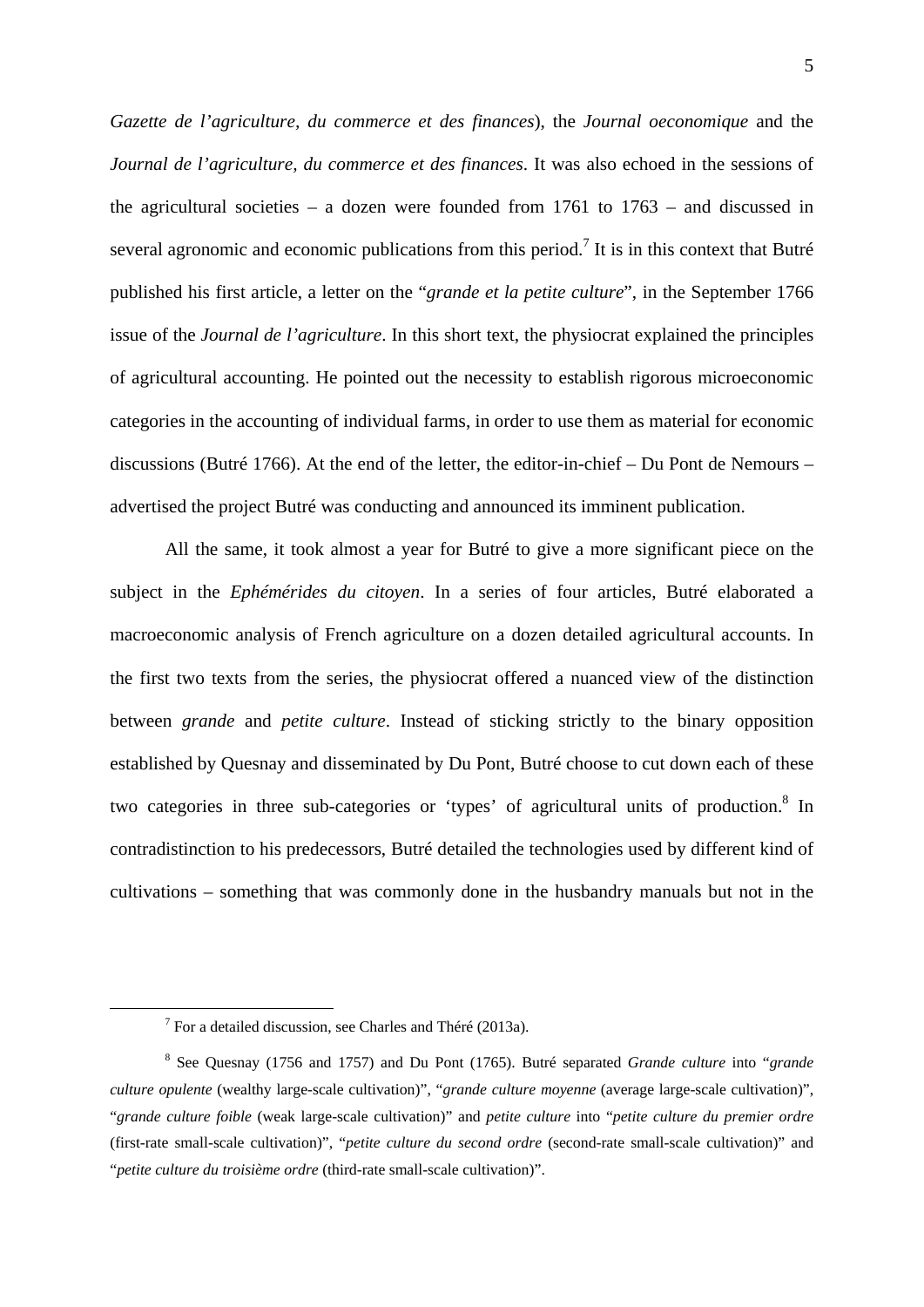*Gazette de l'agriculture, du commerce et des finances*), the *Journal oeconomique* and the *Journal de l'agriculture, du commerce et des finances*. It was also echoed in the sessions of the agricultural societies – a dozen were founded from 1761 to 1763 – and discussed in several agronomic and economic publications from this period.[7] It is in this context that Butré published his first article, a letter on the "*grande et la petite culture*", in the September 1766 issue of the *Journal de l'agriculture*. In this short text, the physiocrat explained the principles of agricultural accounting. He pointed out the necessity to establish rigorous microeconomic categories in the accounting of individual farms, in order to use them as material for economic discussions (Butré 1766). At the end of the letter, the editor-in-chief – Du Pont de Nemours – advertised the project Butré was conducting and announced its imminent publication.

All the same, it took almost a year for Butré to give a more significant piece on the subject in the *Ephémérides du citoyen*. In a series of four articles, Butré elaborated a macroeconomic analysis of French agriculture on a dozen detailed agricultural accounts. In the first two texts from the series, the physiocrat offered a nuanced view of the distinction between *grande* and *petite culture*. Instead of sticking strictly to the binary opposition established by Quesnay and disseminated by Du Pont, Butré choose to cut down each of these two categories in three sub-categories or 'types' of agricultural units of production.[8] In contradistinction to his predecessors, Butré detailed the technologies used by different kind of cultivations – something that was commonly done in the husbandry manuals but not in the

---

[7] For a detailed discussion, see Charles and Théré (2013a).

[8] See Quesnay (1756 and 1757) and Du Pont (1765). Butré separated *Grande culture* into "*grande culture opulente* (wealthy large-scale cultivation)", "*grande culture moyenne* (average large-scale cultivation)", "*grande culture foible* (weak large-scale cultivation)" and *petite culture* into "*petite culture du premier ordre* (first-rate small-scale cultivation)", "*petite culture du second ordre* (second-rate small-scale cultivation)" and "*petite culture du troisième ordre* (third-rate small-scale cultivation)".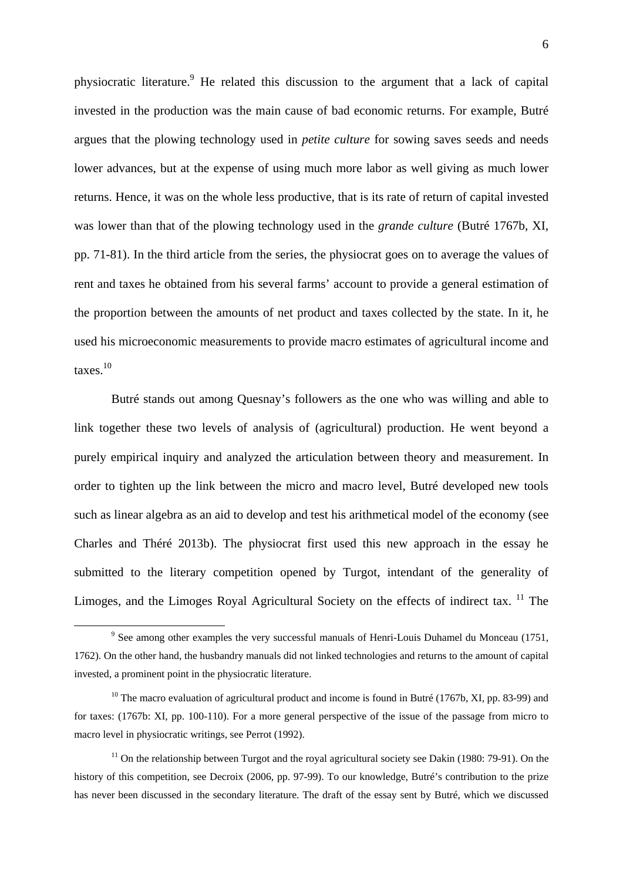physiocratic literature.[9] He related this discussion to the argument that a lack of capital invested in the production was the main cause of bad economic returns. For example, Butré argues that the plowing technology used in *petite culture* for sowing saves seeds and needs lower advances, but at the expense of using much more labor as well giving as much lower returns. Hence, it was on the whole less productive, that is its rate of return of capital invested was lower than that of the plowing technology used in the *grande culture* (Butré 1767b, XI, pp. 71-81). In the third article from the series, the physiocrat goes on to average the values of rent and taxes he obtained from his several farms' account to provide a general estimation of the proportion between the amounts of net product and taxes collected by the state. In it, he used his microeconomic measurements to provide macro estimates of agricultural income and taxes.[10]

Butré stands out among Quesnay's followers as the one who was willing and able to link together these two levels of analysis of (agricultural) production. He went beyond a purely empirical inquiry and analyzed the articulation between theory and measurement. In order to tighten up the link between the micro and macro level, Butré developed new tools such as linear algebra as an aid to develop and test his arithmetical model of the economy (see Charles and Théré 2013b). The physiocrat first used this new approach in the essay he submitted to the literary competition opened by Turgot, intendant of the generality of Limoges, and the Limoges Royal Agricultural Society on the effects of indirect tax. [11] The

---

[9] See among other examples the very successful manuals of Henri-Louis Duhamel du Monceau (1751, 1762). On the other hand, the husbandry manuals did not linked technologies and returns to the amount of capital invested, a prominent point in the physiocratic literature.

[10] The macro evaluation of agricultural product and income is found in Butré (1767b, XI, pp. 83-99) and for taxes: (1767b: XI, pp. 100-110). For a more general perspective of the issue of the passage from micro to macro level in physiocratic writings, see Perrot (1992).

[11] On the relationship between Turgot and the royal agricultural society see Dakin (1980: 79-91). On the history of this competition, see Decroix (2006, pp. 97-99). To our knowledge, Butré's contribution to the prize has never been discussed in the secondary literature. The draft of the essay sent by Butré, which we discussed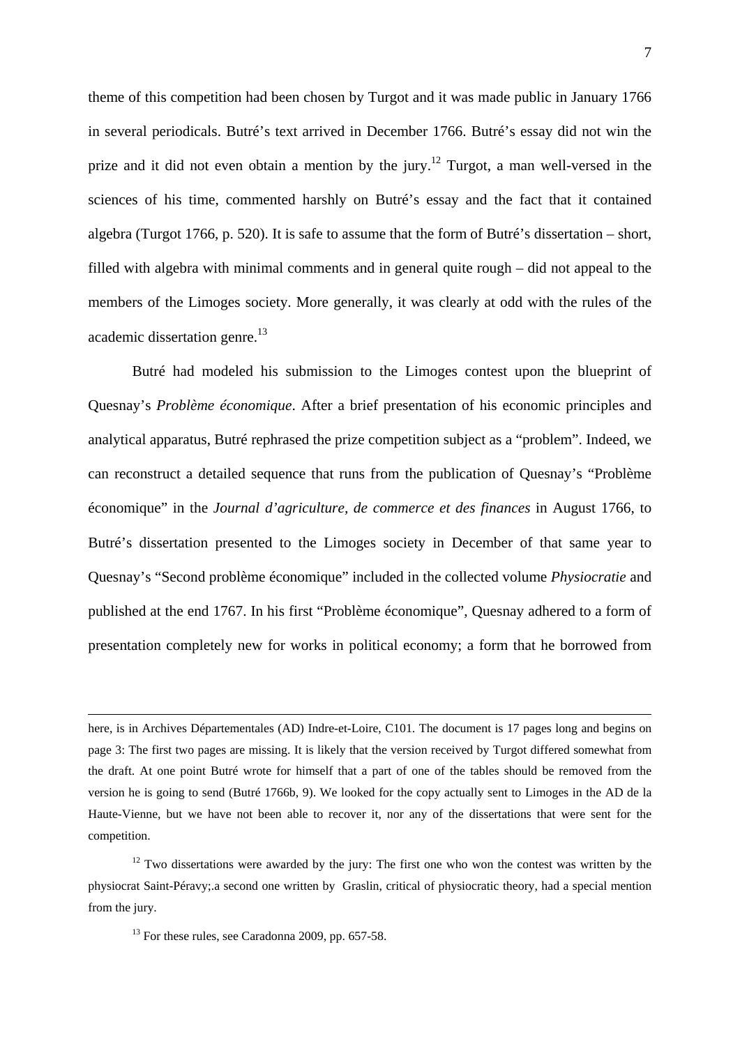theme of this competition had been chosen by Turgot and it was made public in January 1766 in several periodicals. Butré's text arrived in December 1766. Butré's essay did not win the prize and it did not even obtain a mention by the jury.[12] Turgot, a man well-versed in the sciences of his time, commented harshly on Butré's essay and the fact that it contained algebra (Turgot 1766, p. 520). It is safe to assume that the form of Butré's dissertation – short, filled with algebra with minimal comments and in general quite rough – did not appeal to the members of the Limoges society. More generally, it was clearly at odd with the rules of the academic dissertation genre.[13]

Butré had modeled his submission to the Limoges contest upon the blueprint of Quesnay's *Problème économique*. After a brief presentation of his economic principles and analytical apparatus, Butré rephrased the prize competition subject as a "problem". Indeed, we can reconstruct a detailed sequence that runs from the publication of Quesnay's "Problème économique" in the *Journal d'agriculture, de commerce et des finances* in August 1766, to Butré's dissertation presented to the Limoges society in December of that same year to Quesnay's "Second problème économique" included in the collected volume *Physiocratie* and published at the end 1767. In his first "Problème économique", Quesnay adhered to a form of presentation completely new for works in political economy; a form that he borrowed from

---

here, is in Archives Départementales (AD) Indre-et-Loire, C101. The document is 17 pages long and begins on page 3: The first two pages are missing. It is likely that the version received by Turgot differed somewhat from the draft. At one point Butré wrote for himself that a part of one of the tables should be removed from the version he is going to send (Butré 1766b, 9). We looked for the copy actually sent to Limoges in the AD de la Haute-Vienne, but we have not been able to recover it, nor any of the dissertations that were sent for the competition.

[12] Two dissertations were awarded by the jury: The first one who won the contest was written by the physiocrat Saint-Péravy;.a second one written by Graslin, critical of physiocratic theory, had a special mention from the jury.

[13] For these rules, see Caradonna 2009, pp. 657-58.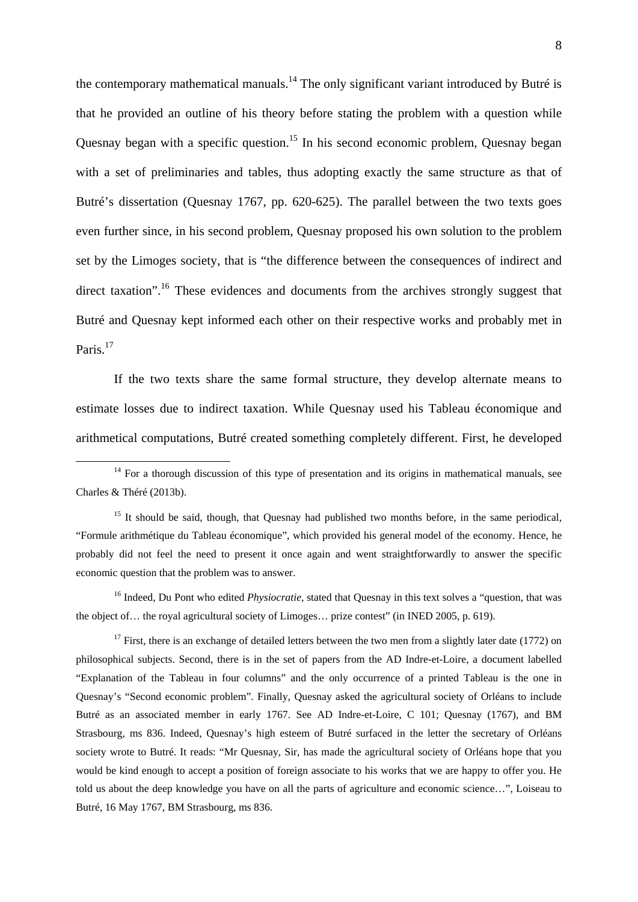the contemporary mathematical manuals.[14] The only significant variant introduced by Butré is that he provided an outline of his theory before stating the problem with a question while Quesnay began with a specific question.[15] In his second economic problem, Quesnay began with a set of preliminaries and tables, thus adopting exactly the same structure as that of Butré's dissertation (Quesnay 1767, pp. 620-625). The parallel between the two texts goes even further since, in his second problem, Quesnay proposed his own solution to the problem set by the Limoges society, that is "the difference between the consequences of indirect and direct taxation".[16] These evidences and documents from the archives strongly suggest that Butré and Quesnay kept informed each other on their respective works and probably met in Paris.[17]

If the two texts share the same formal structure, they develop alternate means to estimate losses due to indirect taxation. While Quesnay used his Tableau économique and arithmetical computations, Butré created something completely different. First, he developed

---

[14] For a thorough discussion of this type of presentation and its origins in mathematical manuals, see Charles & Théré (2013b).

[15] It should be said, though, that Quesnay had published two months before, in the same periodical, "Formule arithmétique du Tableau économique", which provided his general model of the economy. Hence, he probably did not feel the need to present it once again and went straightforwardly to answer the specific economic question that the problem was to answer.

[16] Indeed, Du Pont who edited *Physiocratie*, stated that Quesnay in this text solves a "question, that was the object of… the royal agricultural society of Limoges… prize contest" (in INED 2005, p. 619).

[17] First, there is an exchange of detailed letters between the two men from a slightly later date (1772) on philosophical subjects. Second, there is in the set of papers from the AD Indre-et-Loire, a document labelled "Explanation of the Tableau in four columns" and the only occurrence of a printed Tableau is the one in Quesnay's "Second economic problem". Finally, Quesnay asked the agricultural society of Orléans to include Butré as an associated member in early 1767. See AD Indre-et-Loire, C 101; Quesnay (1767), and BM Strasbourg, ms 836. Indeed, Quesnay's high esteem of Butré surfaced in the letter the secretary of Orléans society wrote to Butré. It reads: "Mr Quesnay, Sir, has made the agricultural society of Orléans hope that you would be kind enough to accept a position of foreign associate to his works that we are happy to offer you. He told us about the deep knowledge you have on all the parts of agriculture and economic science…", Loiseau to Butré, 16 May 1767, BM Strasbourg, ms 836.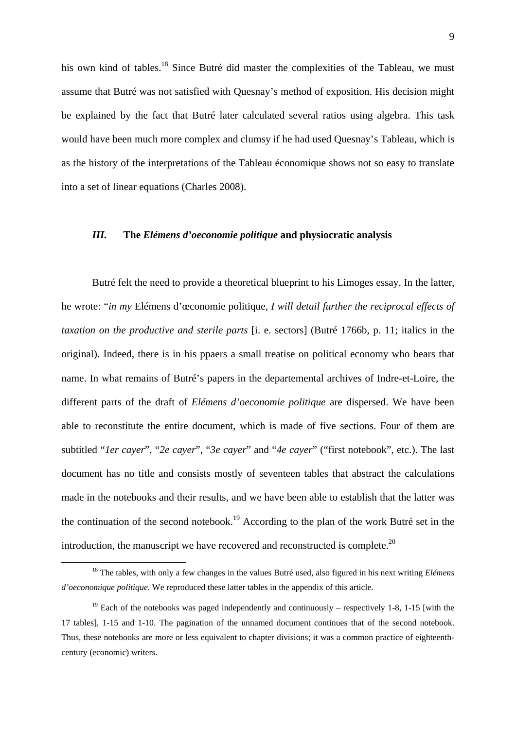his own kind of tables.[18] Since Butré did master the complexities of the Tableau, we must assume that Butré was not satisfied with Quesnay's method of exposition. His decision might be explained by the fact that Butré later calculated several ratios using algebra. This task would have been much more complex and clumsy if he had used Quesnay's Tableau, which is as the history of the interpretations of the Tableau économique shows not so easy to translate into a set of linear equations (Charles 2008).

### *III.* The *Elémens d'oeconomie politique* and physiocratic analysis

Butré felt the need to provide a theoretical blueprint to his Limoges essay. In the latter, he wrote: "*in my* Elémens d'œconomie politique, *I will detail further the reciprocal effects of taxation on the productive and sterile parts* [i. e. sectors] (Butré 1766b, p. 11; italics in the original). Indeed, there is in his ppaers a small treatise on political economy who bears that name. In what remains of Butré's papers in the departemental archives of Indre-et-Loire, the different parts of the draft of *Elémens d'oeconomie politique* are dispersed. We have been able to reconstitute the entire document, which is made of five sections. Four of them are subtitled "*1er cayer*", "*2e cayer*", "*3e cayer*" and "*4e cayer*" ("first notebook", etc.). The last document has no title and consists mostly of seventeen tables that abstract the calculations made in the notebooks and their results, and we have been able to establish that the latter was the continuation of the second notebook.[19] According to the plan of the work Butré set in the introduction, the manuscript we have recovered and reconstructed is complete.[20]

---

[18] The tables, with only a few changes in the values Butré used, also figured in his next writing *Elémens d'oeconomique politique*. We reproduced these latter tables in the appendix of this article.

[19] Each of the notebooks was paged independently and continuously – respectively 1-8, 1-15 [with the 17 tables], 1-15 and 1-10. The pagination of the unnamed document continues that of the second notebook. Thus, these notebooks are more or less equivalent to chapter divisions; it was a common practice of eighteenth-century (economic) writers.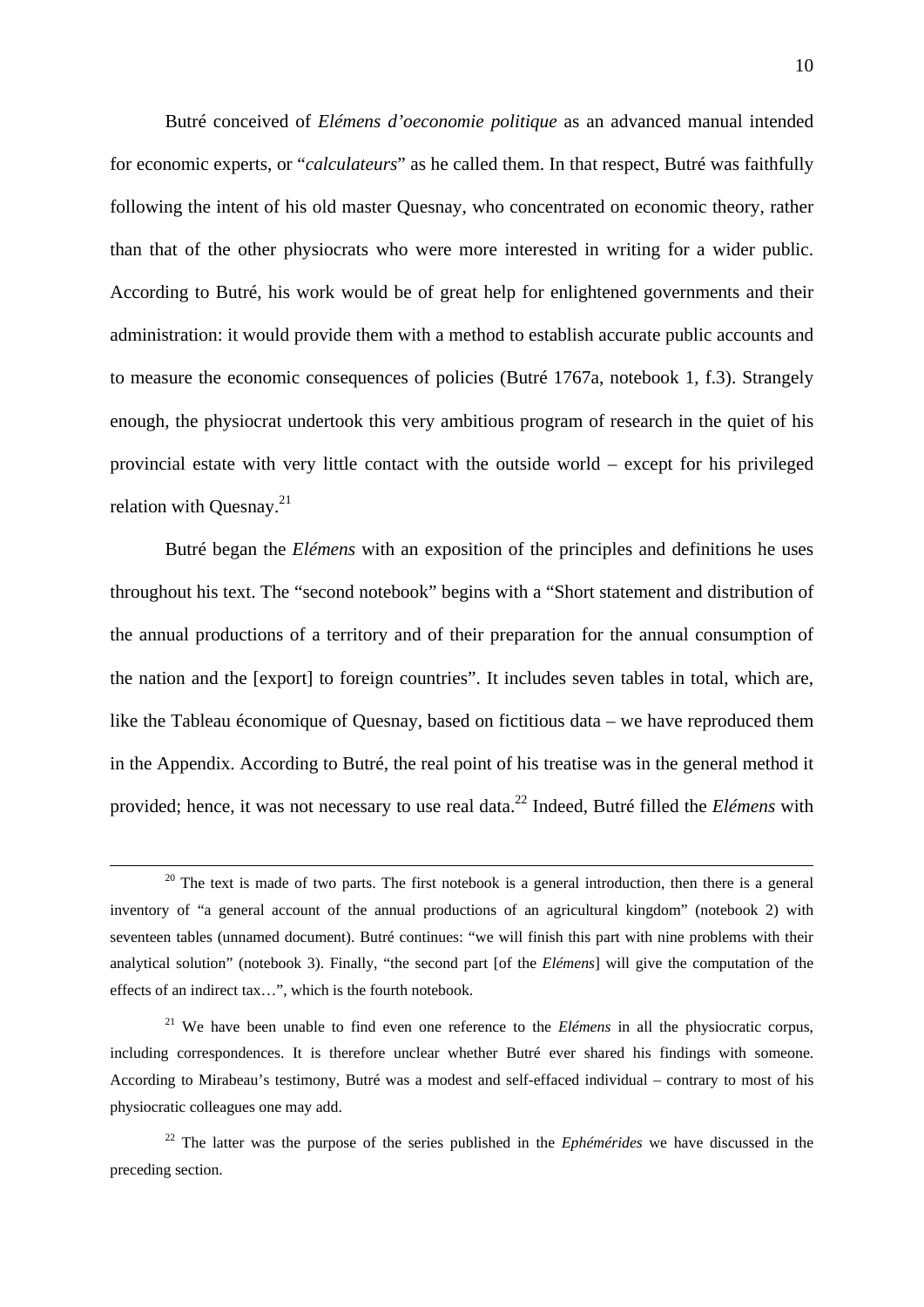Butré conceived of *Elémens d'oeconomie politique* as an advanced manual intended for economic experts, or "*calculateurs*" as he called them. In that respect, Butré was faithfully following the intent of his old master Quesnay, who concentrated on economic theory, rather than that of the other physiocrats who were more interested in writing for a wider public. According to Butré, his work would be of great help for enlightened governments and their administration: it would provide them with a method to establish accurate public accounts and to measure the economic consequences of policies (Butré 1767a, notebook 1, f.3). Strangely enough, the physiocrat undertook this very ambitious program of research in the quiet of his provincial estate with very little contact with the outside world – except for his privileged relation with Quesnay.[21]

Butré began the *Elémens* with an exposition of the principles and definitions he uses throughout his text. The "second notebook" begins with a "Short statement and distribution of the annual productions of a territory and of their preparation for the annual consumption of the nation and the [export] to foreign countries". It includes seven tables in total, which are, like the Tableau économique of Quesnay, based on fictitious data – we have reproduced them in the Appendix. According to Butré, the real point of his treatise was in the general method it provided; hence, it was not necessary to use real data.[22] Indeed, Butré filled the *Elémens* with

---

[20] The text is made of two parts. The first notebook is a general introduction, then there is a general inventory of "a general account of the annual productions of an agricultural kingdom" (notebook 2) with seventeen tables (unnamed document). Butré continues: "we will finish this part with nine problems with their analytical solution" (notebook 3). Finally, "the second part [of the *Elémens*] will give the computation of the effects of an indirect tax…", which is the fourth notebook.

[21] We have been unable to find even one reference to the *Elémens* in all the physiocratic corpus, including correspondences. It is therefore unclear whether Butré ever shared his findings with someone. According to Mirabeau's testimony, Butré was a modest and self-effaced individual – contrary to most of his physiocratic colleagues one may add.

[22] The latter was the purpose of the series published in the *Ephémérides* we have discussed in the preceding section.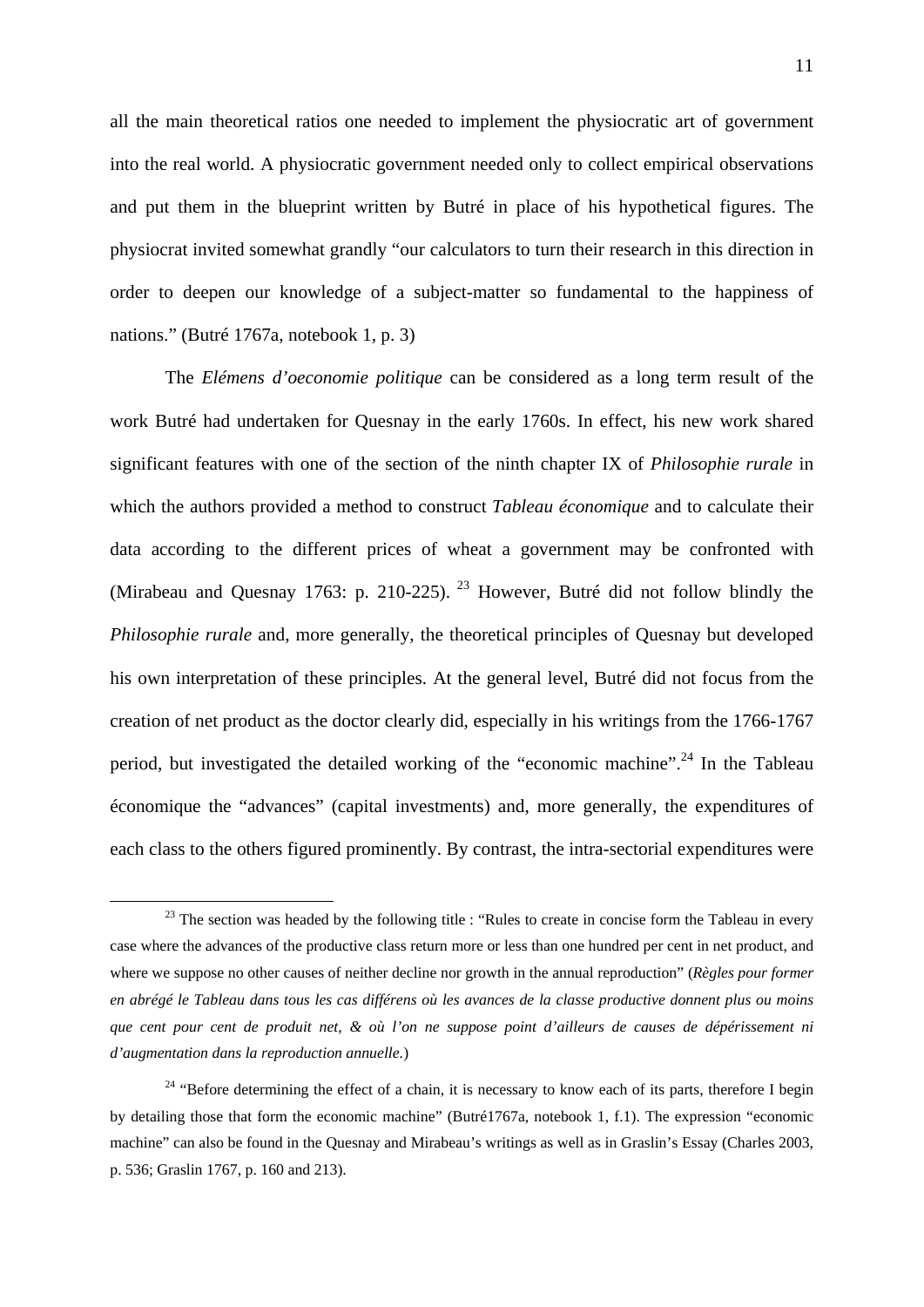all the main theoretical ratios one needed to implement the physiocratic art of government into the real world. A physiocratic government needed only to collect empirical observations and put them in the blueprint written by Butré in place of his hypothetical figures. The physiocrat invited somewhat grandly "our calculators to turn their research in this direction in order to deepen our knowledge of a subject-matter so fundamental to the happiness of nations." (Butré 1767a, notebook 1, p. 3)

The *Elémens d'oeconomie politique* can be considered as a long term result of the work Butré had undertaken for Quesnay in the early 1760s. In effect, his new work shared significant features with one of the section of the ninth chapter IX of *Philosophie rurale* in which the authors provided a method to construct *Tableau économique* and to calculate their data according to the different prices of wheat a government may be confronted with (Mirabeau and Quesnay 1763: p. 210-225). [23] However, Butré did not follow blindly the *Philosophie rurale* and, more generally, the theoretical principles of Quesnay but developed his own interpretation of these principles. At the general level, Butré did not focus from the creation of net product as the doctor clearly did, especially in his writings from the 1766-1767 period, but investigated the detailed working of the "economic machine".[24] In the Tableau économique the "advances" (capital investments) and, more generally, the expenditures of each class to the others figured prominently. By contrast, the intra-sectorial expenditures were

---

[23] The section was headed by the following title : "Rules to create in concise form the Tableau in every case where the advances of the productive class return more or less than one hundred per cent in net product, and where we suppose no other causes of neither decline nor growth in the annual reproduction" (***Règles pour former en abrégé le Tableau dans tous les cas différens où les avances de la classe productive donnent plus ou moins que cent pour cent de produit net, & où l'on ne suppose point d'ailleurs de causes de dépérissement ni d'augmentation dans la reproduction annuelle.***)

[24] "Before determining the effect of a chain, it is necessary to know each of its parts, therefore I begin by detailing those that form the economic machine" (Butré1767a, notebook 1, f.1). The expression "economic machine" can also be found in the Quesnay and Mirabeau's writings as well as in Graslin's Essay (Charles 2003, p. 536; Graslin 1767, p. 160 and 213).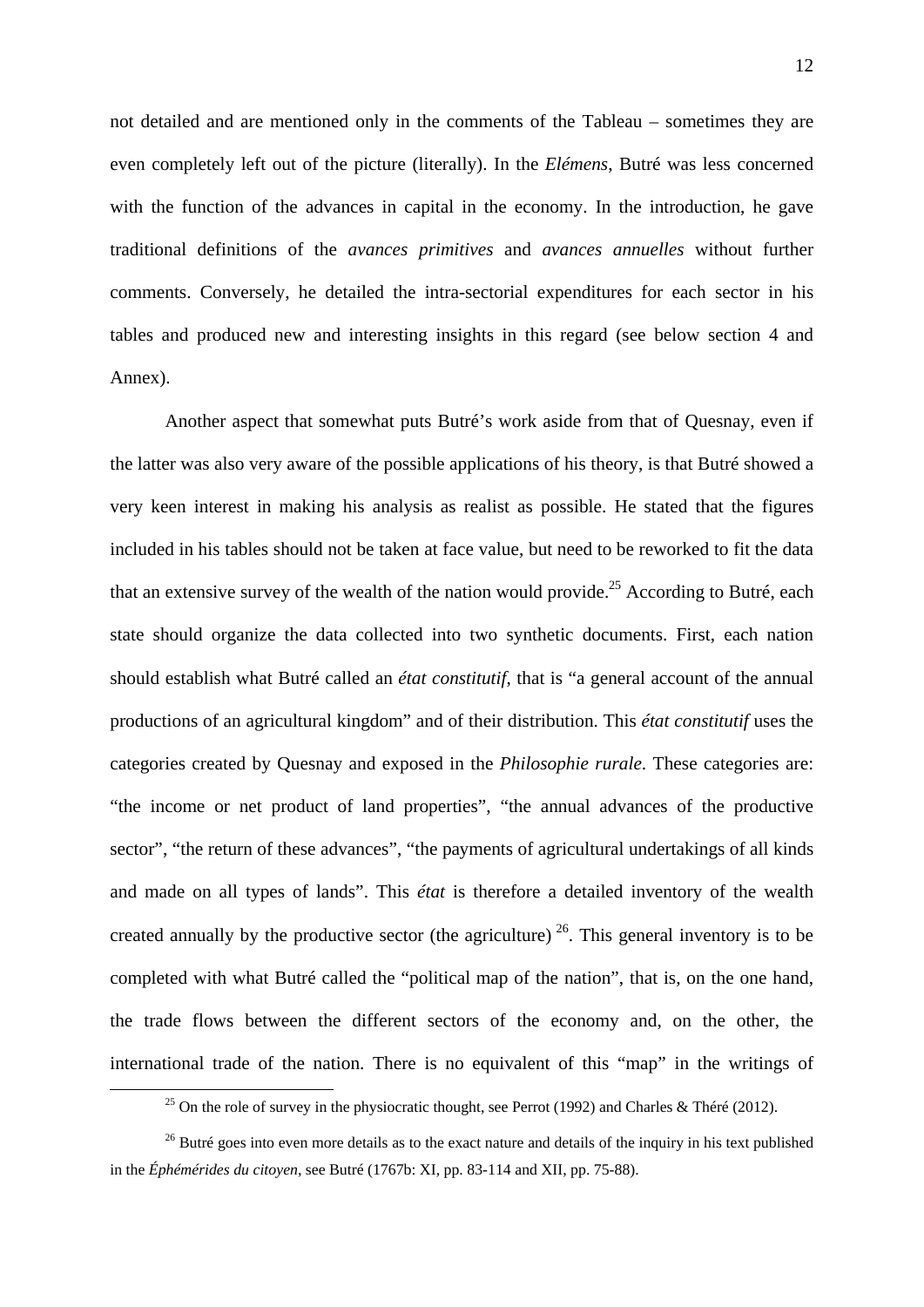not detailed and are mentioned only in the comments of the Tableau – sometimes they are even completely left out of the picture (literally). In the *Elémens*, Butré was less concerned with the function of the advances in capital in the economy. In the introduction, he gave traditional definitions of the *avances primitives* and *avances annuelles* without further comments. Conversely, he detailed the intra-sectorial expenditures for each sector in his tables and produced new and interesting insights in this regard (see below section 4 and Annex).

Another aspect that somewhat puts Butré's work aside from that of Quesnay, even if the latter was also very aware of the possible applications of his theory, is that Butré showed a very keen interest in making his analysis as realist as possible. He stated that the figures included in his tables should not be taken at face value, but need to be reworked to fit the data that an extensive survey of the wealth of the nation would provide.[25] According to Butré, each state should organize the data collected into two synthetic documents. First, each nation should establish what Butré called an *état constitutif*, that is "a general account of the annual productions of an agricultural kingdom" and of their distribution. This *état constitutif* uses the categories created by Quesnay and exposed in the *Philosophie rurale*. These categories are: "the income or net product of land properties", "the annual advances of the productive sector", "the return of these advances", "the payments of agricultural undertakings of all kinds and made on all types of lands". This *état* is therefore a detailed inventory of the wealth created annually by the productive sector (the agriculture) [26]. This general inventory is to be completed with what Butré called the "political map of the nation", that is, on the one hand, the trade flows between the different sectors of the economy and, on the other, the international trade of the nation. There is no equivalent of this "map" in the writings of

[25] On the role of survey in the physiocratic thought, see Perrot (1992) and Charles & Théré (2012).

[26] Butré goes into even more details as to the exact nature and details of the inquiry in his text published in the *Éphémérides du citoyen*, see Butré (1767b: XI, pp. 83-114 and XII, pp. 75-88).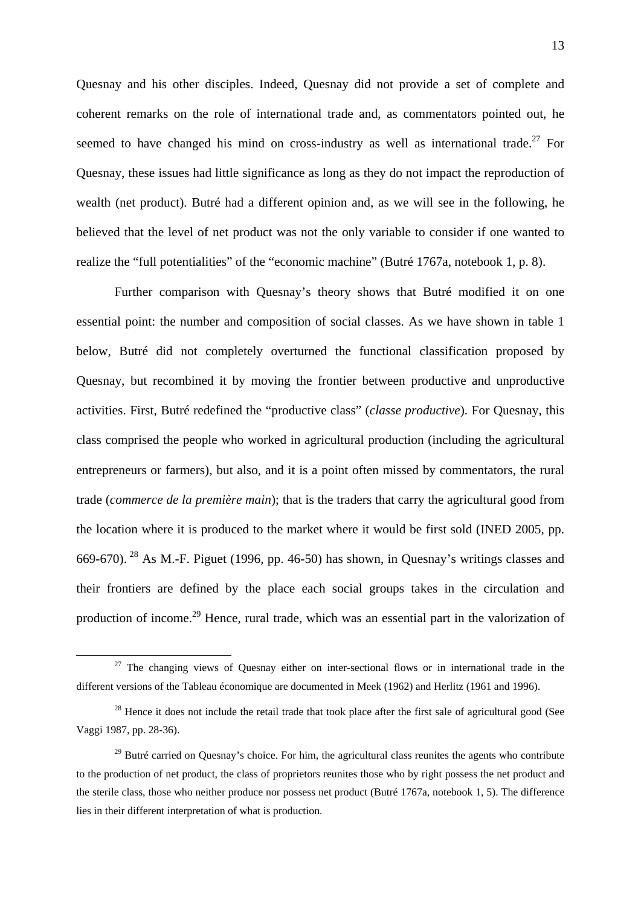Quesnay and his other disciples. Indeed, Quesnay did not provide a set of complete and coherent remarks on the role of international trade and, as commentators pointed out, he seemed to have changed his mind on cross-industry as well as international trade.[27] For Quesnay, these issues had little significance as long as they do not impact the reproduction of wealth (net product). Butré had a different opinion and, as we will see in the following, he believed that the level of net product was not the only variable to consider if one wanted to realize the "full potentialities" of the "economic machine" (Butré 1767a, notebook 1, p. 8).

Further comparison with Quesnay's theory shows that Butré modified it on one essential point: the number and composition of social classes. As we have shown in table 1 below, Butré did not completely overturned the functional classification proposed by Quesnay, but recombined it by moving the frontier between productive and unproductive activities. First, Butré redefined the "productive class" (*classe productive*). For Quesnay, this class comprised the people who worked in agricultural production (including the agricultural entrepreneurs or farmers), but also, and it is a point often missed by commentators, the rural trade (*commerce de la première main*); that is the traders that carry the agricultural good from the location where it is produced to the market where it would be first sold (INED 2005, pp. 669-670).[28] As M.-F. Piguet (1996, pp. 46-50) has shown, in Quesnay's writings classes and their frontiers are defined by the place each social groups takes in the circulation and production of income.[29] Hence, rural trade, which was an essential part in the valorization of

[27] The changing views of Quesnay either on inter-sectional flows or in international trade in the different versions of the Tableau économique are documented in Meek (1962) and Herlitz (1961 and 1996).

[28] Hence it does not include the retail trade that took place after the first sale of agricultural good (See Vaggi 1987, pp. 28-36).

[29] Butré carried on Quesnay's choice. For him, the agricultural class reunites the agents who contribute to the production of net product, the class of proprietors reunites those who by right possess the net product and the sterile class, those who neither produce nor possess net product (Butré 1767a, notebook 1, 5). The difference lies in their different interpretation of what is production.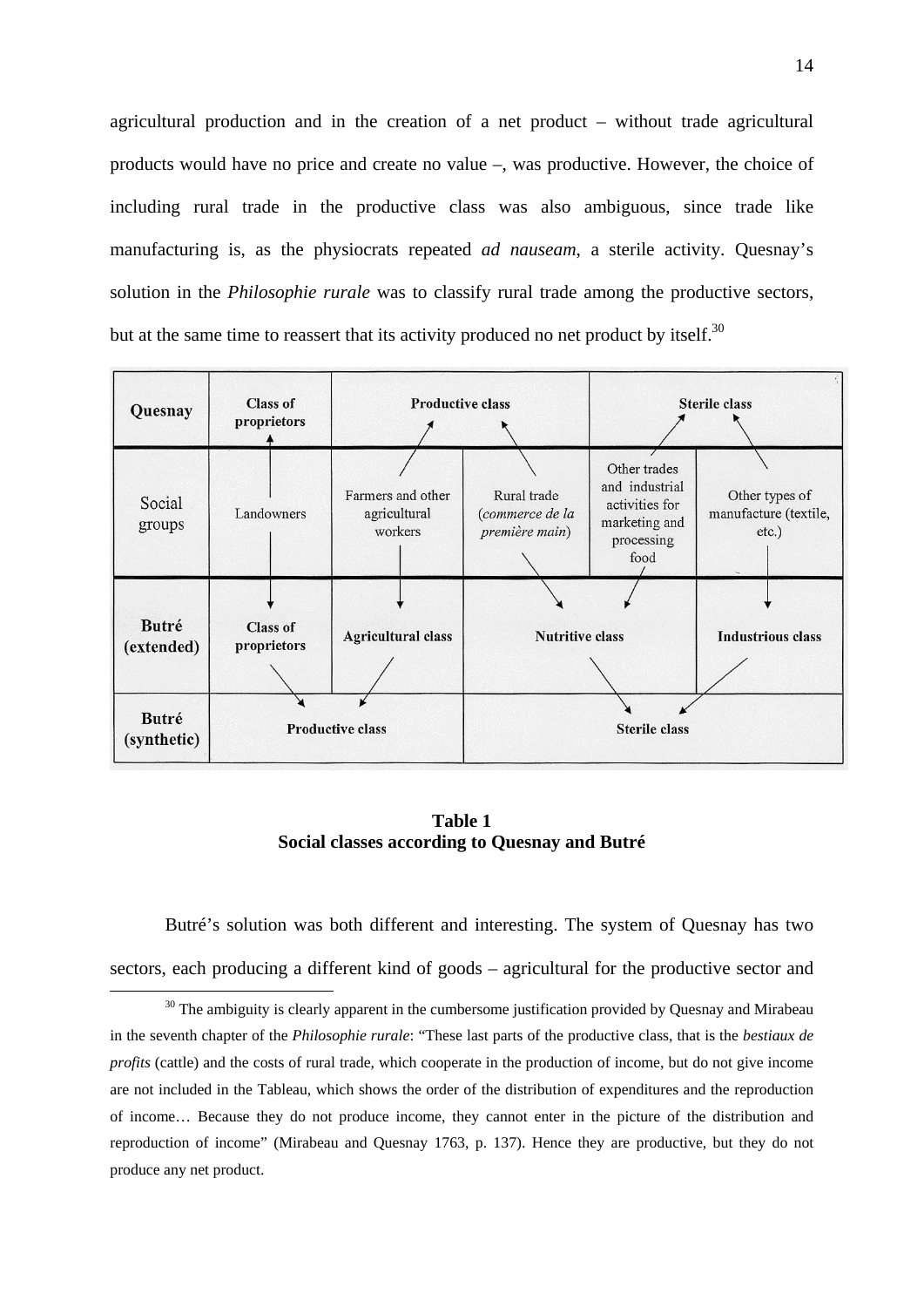agricultural production and in the creation of a net product – without trade agricultural products would have no price and create no value –, was productive. However, the choice of including rural trade in the productive class was also ambiguous, since trade like manufacturing is, as the physiocrats repeated *ad nauseam*, a sterile activity. Quesnay's solution in the *Philosophie rurale* was to classify rural trade among the productive sectors, but at the same time to reassert that its activity produced no net product by itself.[30]

| **Quesnay** | **Class of proprietors** | **Productive class** | | **Sterile class** | |
|---|---|---|---|---|---|
| Social groups | Landowners | Farmers and other agricultural workers | Rural trade (*commerce de la première main*) | Other trades and industrial activities for marketing and processing food | Other types of manufacture (textile, etc.) |
| **Butré (extended)** | **Class of proprietors** | **Agricultural class** | **Nutritive class** | | **Industrious class** |
| **Butré (synthetic)** | **Productive class** | | **Sterile class** | | |

**Table 1**
**Social classes according to Quesnay and Butré**

Butré's solution was both different and interesting. The system of Quesnay has two sectors, each producing a different kind of goods – agricultural for the productive sector and

[30] The ambiguity is clearly apparent in the cumbersome justification provided by Quesnay and Mirabeau in the seventh chapter of the *Philosophie rurale*: "These last parts of the productive class, that is the *bestiaux de profits* (cattle) and the costs of rural trade, which cooperate in the production of income, but do not give income are not included in the Tableau, which shows the order of the distribution of expenditures and the reproduction of income… Because they do not produce income, they cannot enter in the picture of the distribution and reproduction of income" (Mirabeau and Quesnay 1763, p. 137). Hence they are productive, but they do not produce any net product.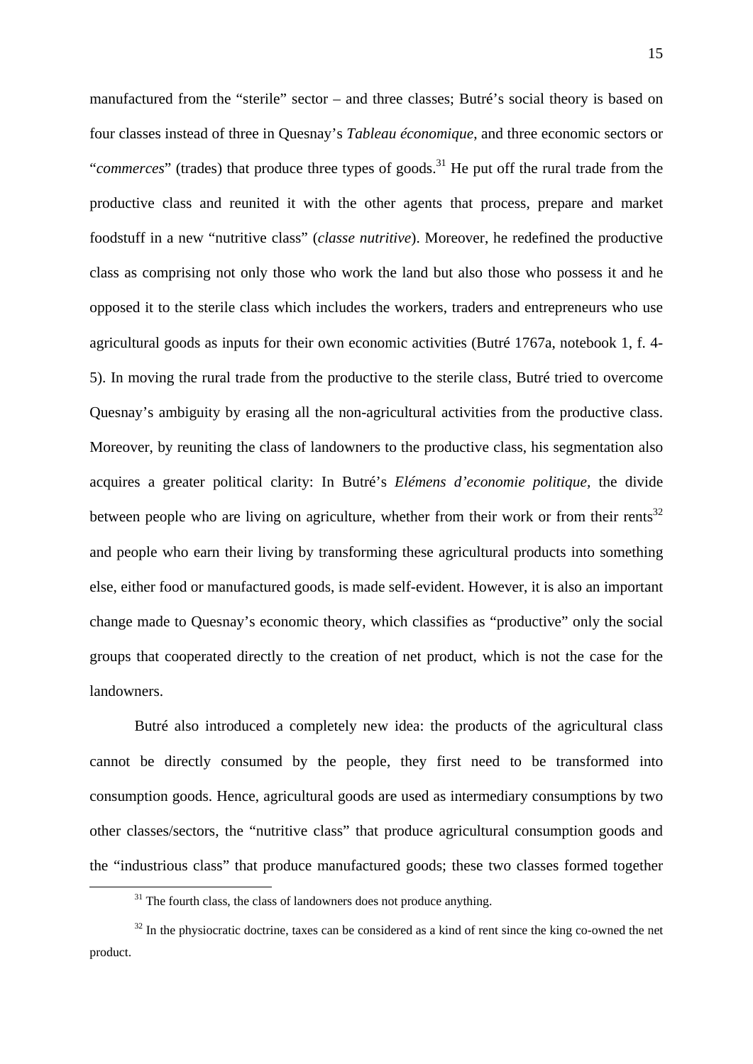manufactured from the "sterile" sector – and three classes; Butré's social theory is based on four classes instead of three in Quesnay's *Tableau économique*, and three economic sectors or "*commerces*" (trades) that produce three types of goods.[31] He put off the rural trade from the productive class and reunited it with the other agents that process, prepare and market foodstuff in a new "nutritive class" (*classe nutritive*). Moreover, he redefined the productive class as comprising not only those who work the land but also those who possess it and he opposed it to the sterile class which includes the workers, traders and entrepreneurs who use agricultural goods as inputs for their own economic activities (Butré 1767a, notebook 1, f. 4-5). In moving the rural trade from the productive to the sterile class, Butré tried to overcome Quesnay's ambiguity by erasing all the non-agricultural activities from the productive class. Moreover, by reuniting the class of landowners to the productive class, his segmentation also acquires a greater political clarity: In Butré's *Elémens d'economie politique,* the divide between people who are living on agriculture, whether from their work or from their rents[32] and people who earn their living by transforming these agricultural products into something else, either food or manufactured goods, is made self-evident. However, it is also an important change made to Quesnay's economic theory, which classifies as "productive" only the social groups that cooperated directly to the creation of net product, which is not the case for the landowners.

Butré also introduced a completely new idea: the products of the agricultural class cannot be directly consumed by the people, they first need to be transformed into consumption goods. Hence, agricultural goods are used as intermediary consumptions by two other classes/sectors, the "nutritive class" that produce agricultural consumption goods and the "industrious class" that produce manufactured goods; these two classes formed together

[31] The fourth class, the class of landowners does not produce anything.

[32] In the physiocratic doctrine, taxes can be considered as a kind of rent since the king co-owned the net product.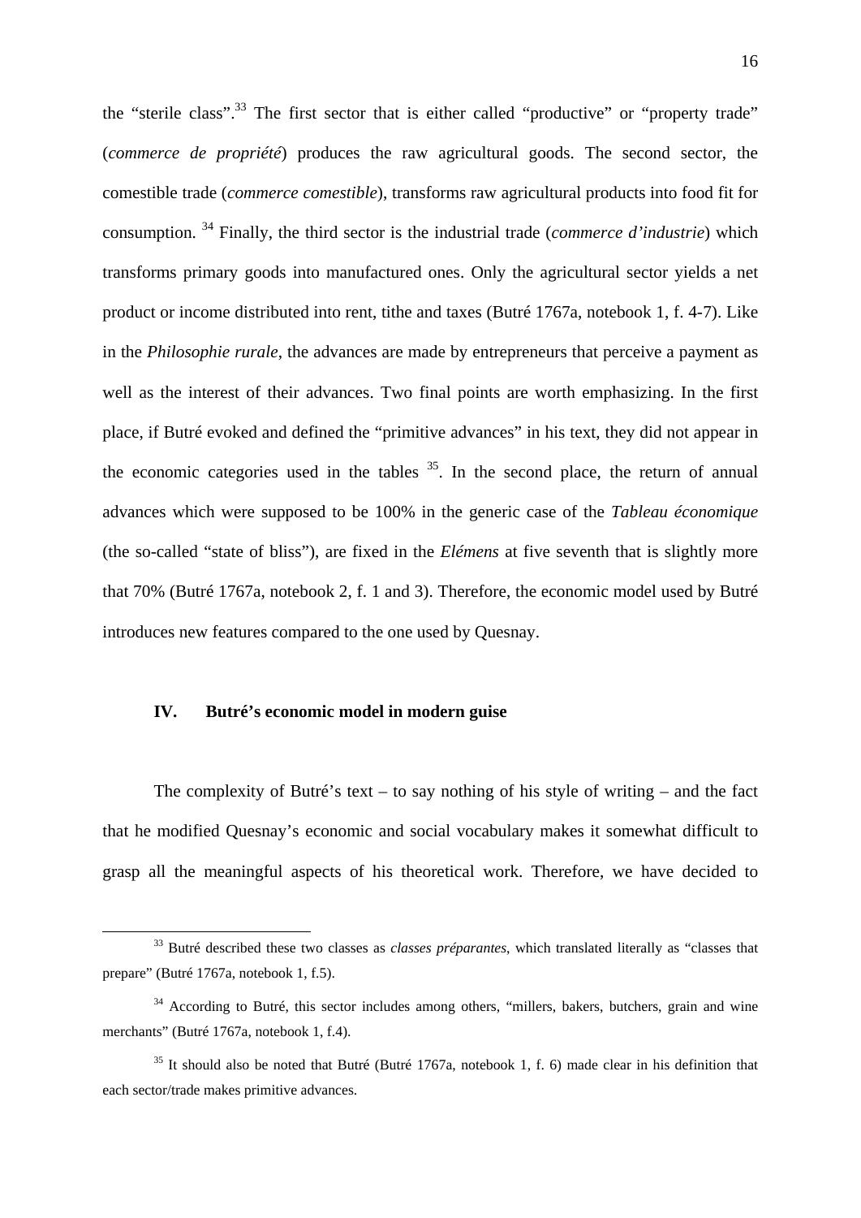the "sterile class".[33] The first sector that is either called "productive" or "property trade" (*commerce de propriété*) produces the raw agricultural goods. The second sector, the comestible trade (*commerce comestible*), transforms raw agricultural products into food fit for consumption. [34] Finally, the third sector is the industrial trade (*commerce d'industrie*) which transforms primary goods into manufactured ones. Only the agricultural sector yields a net product or income distributed into rent, tithe and taxes (Butré 1767a, notebook 1, f. 4-7). Like in the *Philosophie rurale*, the advances are made by entrepreneurs that perceive a payment as well as the interest of their advances. Two final points are worth emphasizing. In the first place, if Butré evoked and defined the "primitive advances" in his text, they did not appear in the economic categories used in the tables [35]. In the second place, the return of annual advances which were supposed to be 100% in the generic case of the *Tableau économique* (the so-called "state of bliss"), are fixed in the *Elémens* at five seventh that is slightly more that 70% (Butré 1767a, notebook 2, f. 1 and 3). Therefore, the economic model used by Butré introduces new features compared to the one used by Quesnay.

## IV. Butré's economic model in modern guise

The complexity of Butré's text – to say nothing of his style of writing – and the fact that he modified Quesnay's economic and social vocabulary makes it somewhat difficult to grasp all the meaningful aspects of his theoretical work. Therefore, we have decided to

---

[33] Butré described these two classes as *classes préparantes*, which translated literally as "classes that prepare" (Butré 1767a, notebook 1, f.5).

[34] According to Butré, this sector includes among others, "millers, bakers, butchers, grain and wine merchants" (Butré 1767a, notebook 1, f.4).

[35] It should also be noted that Butré (Butré 1767a, notebook 1, f. 6) made clear in his definition that each sector/trade makes primitive advances.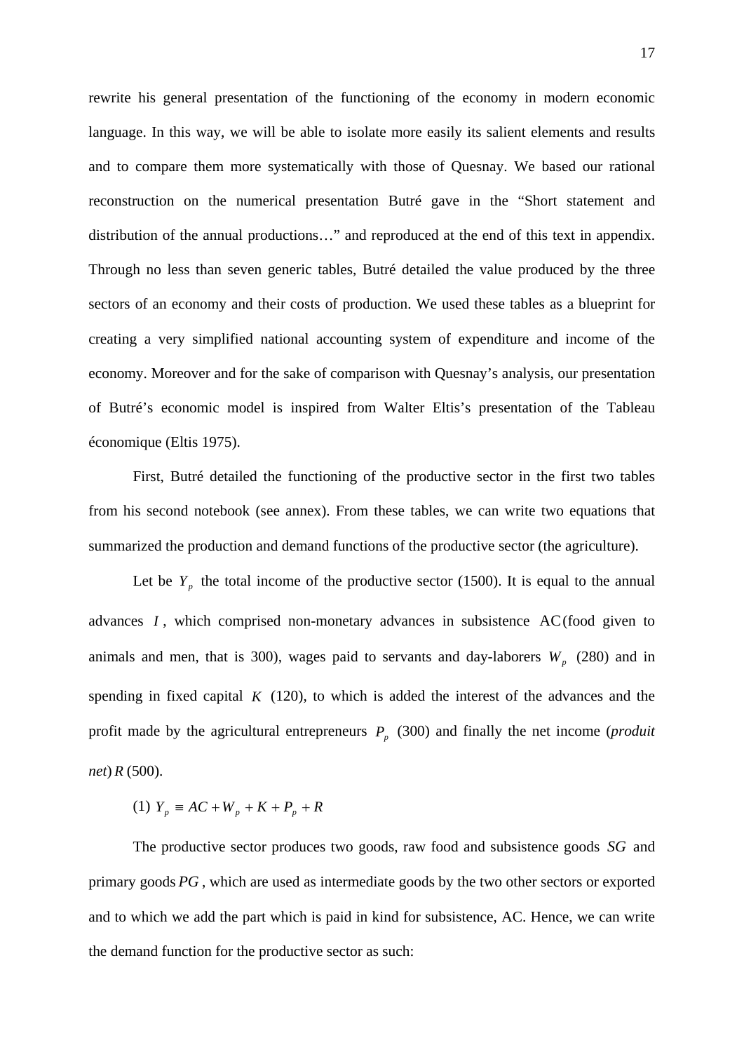rewrite his general presentation of the functioning of the economy in modern economic language. In this way, we will be able to isolate more easily its salient elements and results and to compare them more systematically with those of Quesnay. We based our rational reconstruction on the numerical presentation Butré gave in the "Short statement and distribution of the annual productions…" and reproduced at the end of this text in appendix. Through no less than seven generic tables, Butré detailed the value produced by the three sectors of an economy and their costs of production. We used these tables as a blueprint for creating a very simplified national accounting system of expenditure and income of the economy. Moreover and for the sake of comparison with Quesnay's analysis, our presentation of Butré's economic model is inspired from Walter Eltis's presentation of the Tableau économique (Eltis 1975).

First, Butré detailed the functioning of the productive sector in the first two tables from his second notebook (see annex). From these tables, we can write two equations that summarized the production and demand functions of the productive sector (the agriculture).

Let be $Y_p$ the total income of the productive sector (1500). It is equal to the annual advances $I$, which comprised non-monetary advances in subsistence $AC$ (food given to animals and men, that is 300), wages paid to servants and day-laborers $W_p$ (280) and in spending in fixed capital $K$ (120), to which is added the interest of the advances and the profit made by the agricultural entrepreneurs $P_p$ (300) and finally the net income (*produit net*) $R$ (500).

(1) $Y_p \equiv AC + W_p + K + P_p + R$

The productive sector produces two goods, raw food and subsistence goods $SG$ and primary goods $PG$, which are used as intermediate goods by the two other sectors or exported and to which we add the part which is paid in kind for subsistence, AC. Hence, we can write the demand function for the productive sector as such: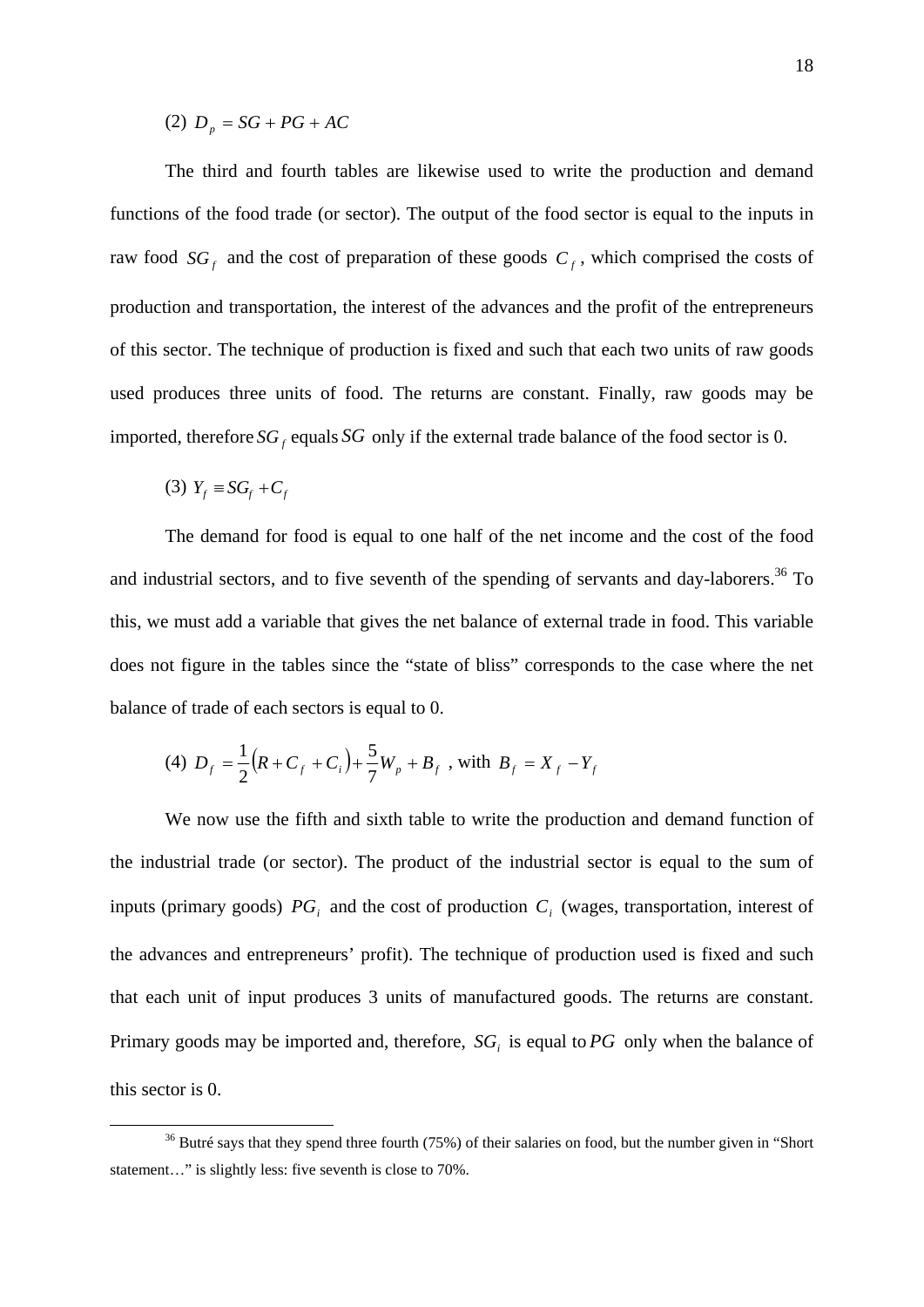(2) $D_p = SG + PG + AC$

The third and fourth tables are likewise used to write the production and demand functions of the food trade (or sector). The output of the food sector is equal to the inputs in raw food $SG_f$ and the cost of preparation of these goods $C_f$, which comprised the costs of production and transportation, the interest of the advances and the profit of the entrepreneurs of this sector. The technique of production is fixed and such that each two units of raw goods used produces three units of food. The returns are constant. Finally, raw goods may be imported, therefore $SG_f$ equals $SG$ only if the external trade balance of the food sector is 0.

(3) $Y_f \equiv SG_f + C_f$

The demand for food is equal to one half of the net income and the cost of the food and industrial sectors, and to five seventh of the spending of servants and day-laborers.[36] To this, we must add a variable that gives the net balance of external trade in food. This variable does not figure in the tables since the "state of bliss" corresponds to the case where the net balance of trade of each sectors is equal to 0.

(4) $D_f = \frac{1}{2}\left(R + C_f + C_i\right) + \frac{5}{7}W_p + B_f$ , with $B_f = X_f - Y_f$

We now use the fifth and sixth table to write the production and demand function of the industrial trade (or sector). The product of the industrial sector is equal to the sum of inputs (primary goods) $PG_i$ and the cost of production $C_i$ (wages, transportation, interest of the advances and entrepreneurs' profit). The technique of production used is fixed and such that each unit of input produces 3 units of manufactured goods. The returns are constant. Primary goods may be imported and, therefore, $SG_i$ is equal to $PG$ only when the balance of this sector is 0.

[36] Butré says that they spend three fourth (75%) of their salaries on food, but the number given in "Short statement…" is slightly less: five seventh is close to 70%.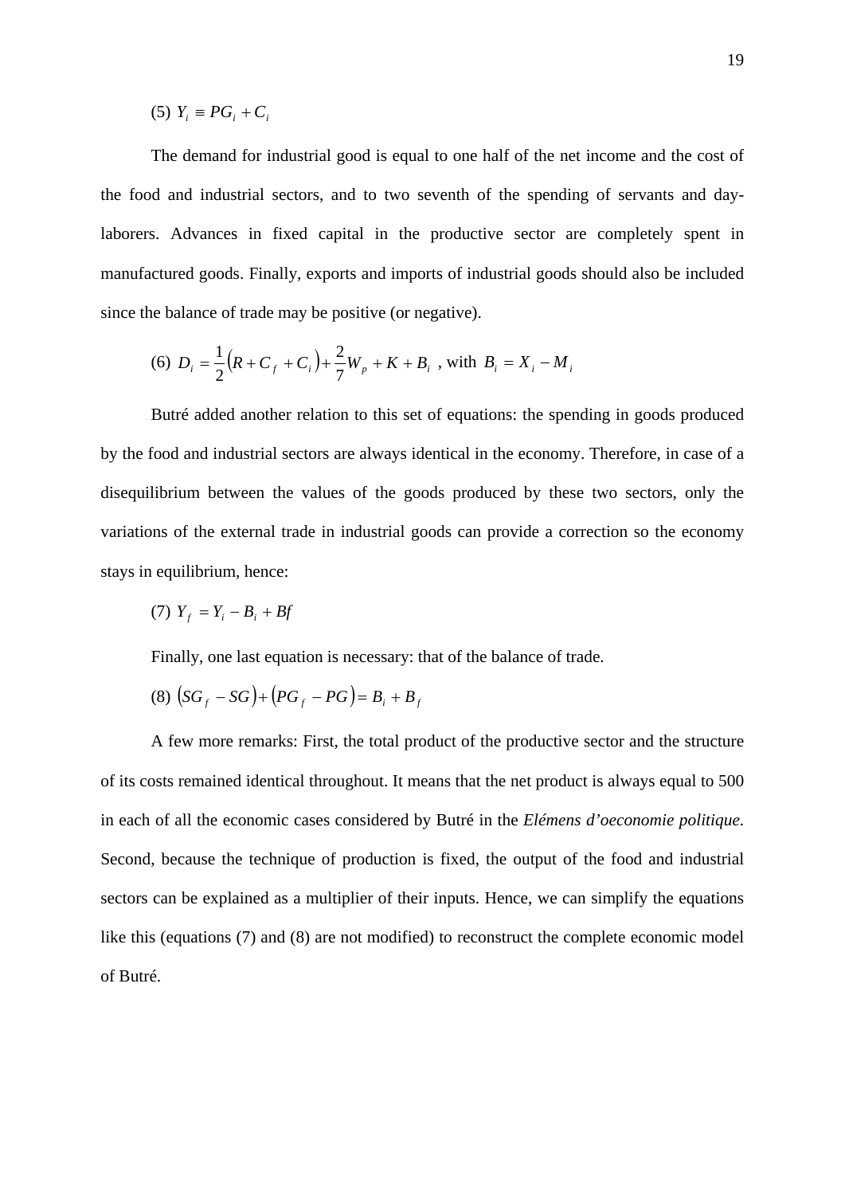(5) $Y_i \equiv PG_i + C_i$

The demand for industrial good is equal to one half of the net income and the cost of the food and industrial sectors, and to two seventh of the spending of servants and day-laborers. Advances in fixed capital in the productive sector are completely spent in manufactured goods. Finally, exports and imports of industrial goods should also be included since the balance of trade may be positive (or negative).

(6) $D_i = \frac{1}{2}\left(R + C_f + C_i\right) + \frac{2}{7}W_p + K + B_i$ , with $B_i = X_i - M_i$

Butré added another relation to this set of equations: the spending in goods produced by the food and industrial sectors are always identical in the economy. Therefore, in case of a disequilibrium between the values of the goods produced by these two sectors, only the variations of the external trade in industrial goods can provide a correction so the economy stays in equilibrium, hence:

(7) $Y_f = Y_i - B_i + Bf$

Finally, one last equation is necessary: that of the balance of trade.

(8) $\left(SG_f - SG\right) + \left(PG_f - PG\right) = B_i + B_f$

A few more remarks: First, the total product of the productive sector and the structure of its costs remained identical throughout. It means that the net product is always equal to 500 in each of all the economic cases considered by Butré in the *Elémens d'oeconomie politique*. Second, because the technique of production is fixed, the output of the food and industrial sectors can be explained as a multiplier of their inputs. Hence, we can simplify the equations like this (equations (7) and (8) are not modified) to reconstruct the complete economic model of Butré.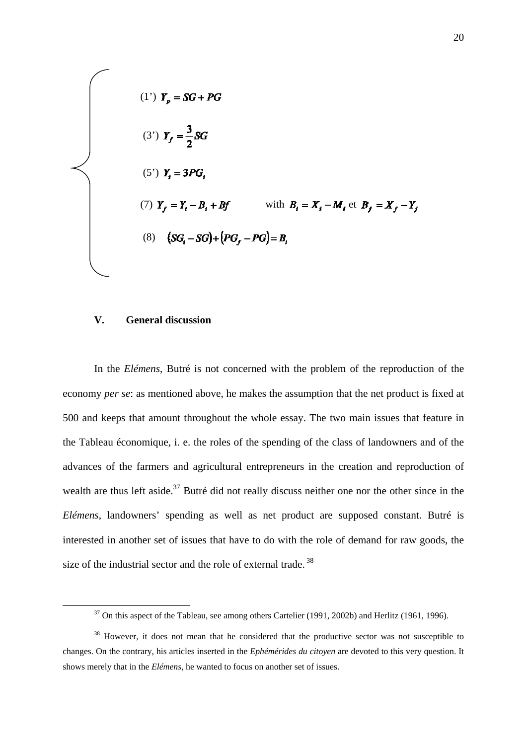$$
\begin{cases}
(1') \quad Y_p = SG + PG \\[2ex]
(3') \quad Y_f = \dfrac{3}{2} SG \\[2ex]
(5') \quad Y_i = 3PG_i \\[2ex]
(7) \quad Y_f = Y_i - B_i + Bf \qquad \text{with } B_i = X_i - M_i \text{ et } B_f = X_f - Y_f \\[2ex]
(8) \quad (SG_i - SG) + (PG_f - PG) = B_i
\end{cases}
$$

## V. General discussion

In the *Elémens*, Butré is not concerned with the problem of the reproduction of the economy *per se*: as mentioned above, he makes the assumption that the net product is fixed at 500 and keeps that amount throughout the whole essay. The two main issues that feature in the Tableau économique, i. e. the roles of the spending of the class of landowners and of the advances of the farmers and agricultural entrepreneurs in the creation and reproduction of wealth are thus left aside.[37] Butré did not really discuss neither one nor the other since in the *Elémens*, landowners' spending as well as net product are supposed constant. Butré is interested in another set of issues that have to do with the role of demand for raw goods, the size of the industrial sector and the role of external trade.[38]

---

[37] On this aspect of the Tableau, see among others Cartelier (1991, 2002b) and Herlitz (1961, 1996).

[38] However, it does not mean that he considered that the productive sector was not susceptible to changes. On the contrary, his articles inserted in the *Ephémérides du citoyen* are devoted to this very question. It shows merely that in the *Elémens*, he wanted to focus on another set of issues.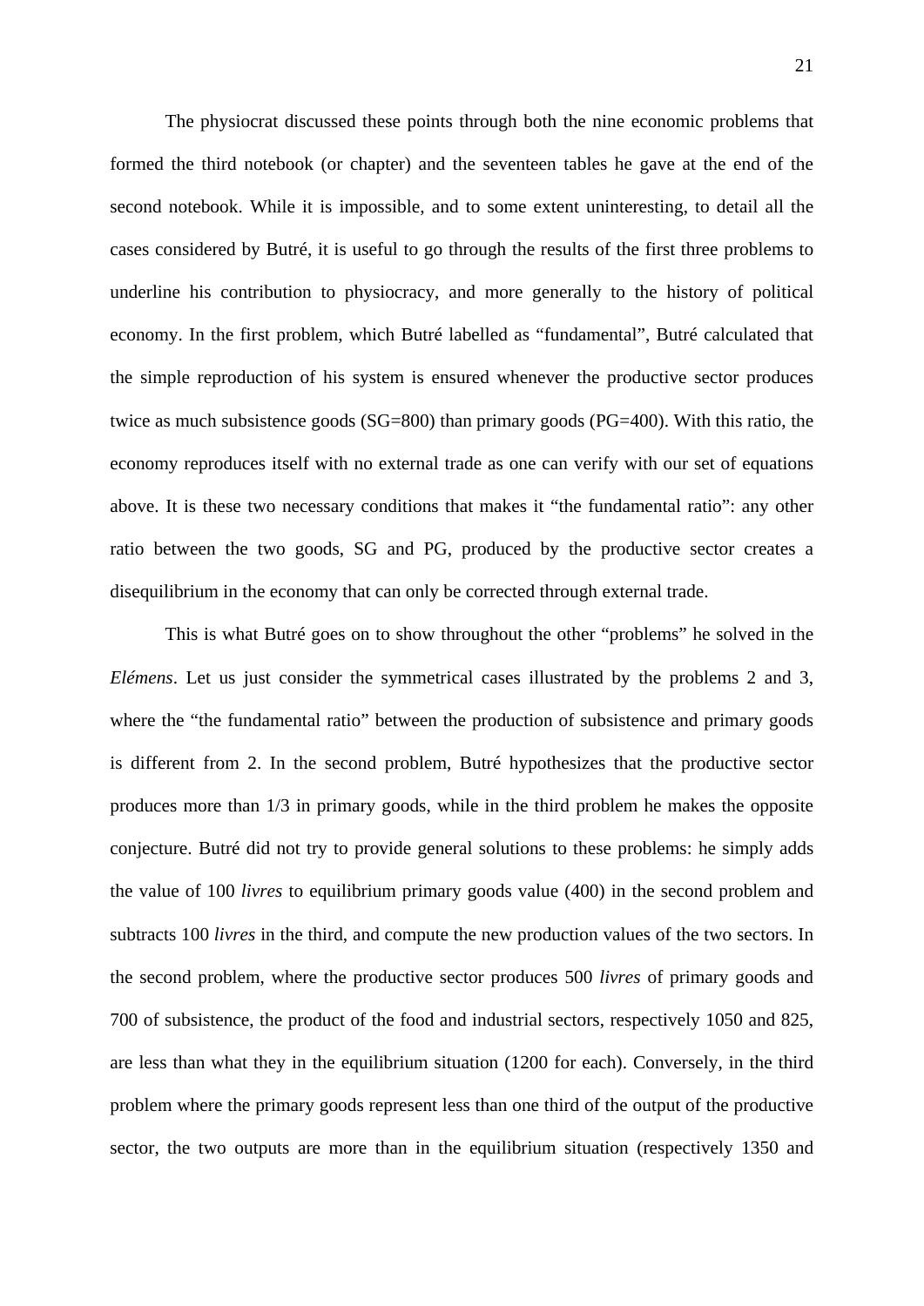The physiocrat discussed these points through both the nine economic problems that formed the third notebook (or chapter) and the seventeen tables he gave at the end of the second notebook. While it is impossible, and to some extent uninteresting, to detail all the cases considered by Butré, it is useful to go through the results of the first three problems to underline his contribution to physiocracy, and more generally to the history of political economy. In the first problem, which Butré labelled as "fundamental", Butré calculated that the simple reproduction of his system is ensured whenever the productive sector produces twice as much subsistence goods (SG=800) than primary goods (PG=400). With this ratio, the economy reproduces itself with no external trade as one can verify with our set of equations above. It is these two necessary conditions that makes it "the fundamental ratio": any other ratio between the two goods, SG and PG, produced by the productive sector creates a disequilibrium in the economy that can only be corrected through external trade.

This is what Butré goes on to show throughout the other "problems" he solved in the *Elémens*. Let us just consider the symmetrical cases illustrated by the problems 2 and 3, where the "the fundamental ratio" between the production of subsistence and primary goods is different from 2. In the second problem, Butré hypothesizes that the productive sector produces more than 1/3 in primary goods, while in the third problem he makes the opposite conjecture. Butré did not try to provide general solutions to these problems: he simply adds the value of 100 *livres* to equilibrium primary goods value (400) in the second problem and subtracts 100 *livres* in the third, and compute the new production values of the two sectors. In the second problem, where the productive sector produces 500 *livres* of primary goods and 700 of subsistence, the product of the food and industrial sectors, respectively 1050 and 825, are less than what they in the equilibrium situation (1200 for each). Conversely, in the third problem where the primary goods represent less than one third of the output of the productive sector, the two outputs are more than in the equilibrium situation (respectively 1350 and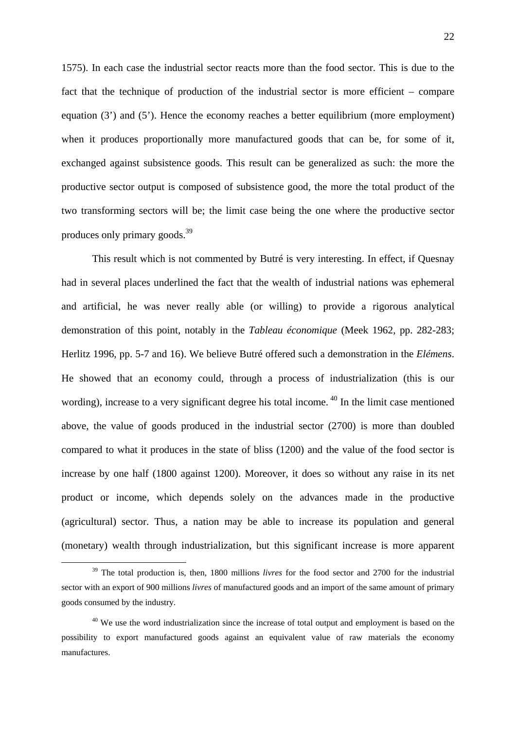1575). In each case the industrial sector reacts more than the food sector. This is due to the fact that the technique of production of the industrial sector is more efficient – compare equation (3') and (5'). Hence the economy reaches a better equilibrium (more employment) when it produces proportionally more manufactured goods that can be, for some of it, exchanged against subsistence goods. This result can be generalized as such: the more the productive sector output is composed of subsistence good, the more the total product of the two transforming sectors will be; the limit case being the one where the productive sector produces only primary goods.[39]

This result which is not commented by Butré is very interesting. In effect, if Quesnay had in several places underlined the fact that the wealth of industrial nations was ephemeral and artificial, he was never really able (or willing) to provide a rigorous analytical demonstration of this point, notably in the *Tableau économique* (Meek 1962, pp. 282-283; Herlitz 1996, pp. 5-7 and 16). We believe Butré offered such a demonstration in the *Elémens*. He showed that an economy could, through a process of industrialization (this is our wording), increase to a very significant degree his total income.[40] In the limit case mentioned above, the value of goods produced in the industrial sector (2700) is more than doubled compared to what it produces in the state of bliss (1200) and the value of the food sector is increase by one half (1800 against 1200). Moreover, it does so without any raise in its net product or income, which depends solely on the advances made in the productive (agricultural) sector. Thus, a nation may be able to increase its population and general (monetary) wealth through industrialization, but this significant increase is more apparent

[39] The total production is, then, 1800 millions *livres* for the food sector and 2700 for the industrial sector with an export of 900 millions *livres* of manufactured goods and an import of the same amount of primary goods consumed by the industry.

[40] We use the word industrialization since the increase of total output and employment is based on the possibility to export manufactured goods against an equivalent value of raw materials the economy manufactures.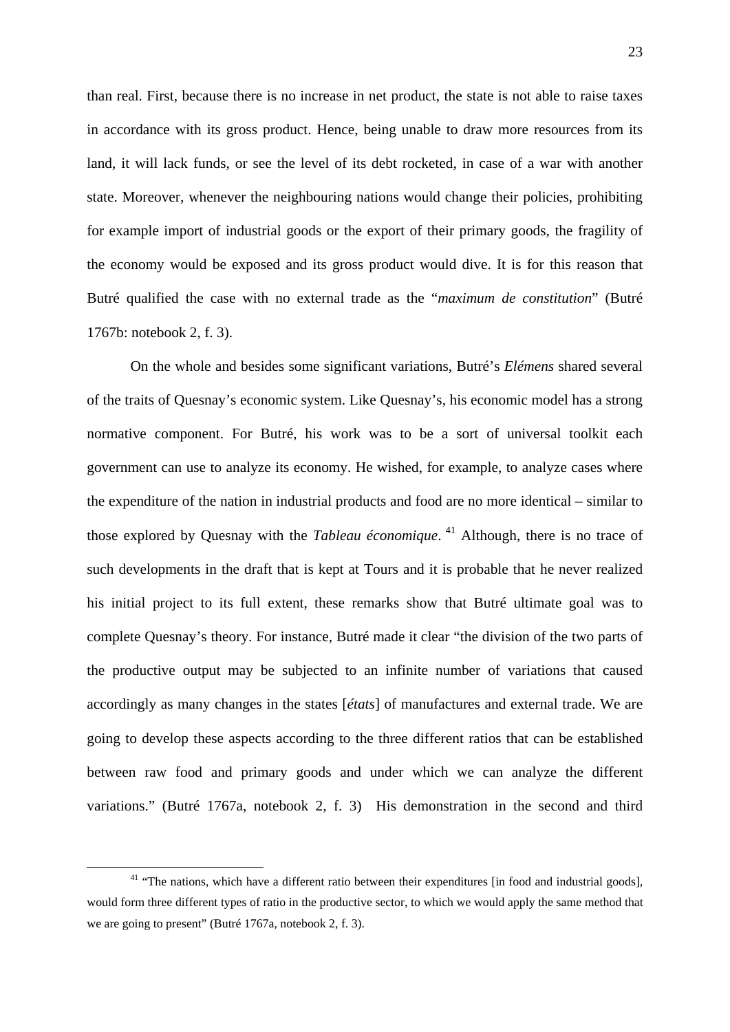than real. First, because there is no increase in net product, the state is not able to raise taxes in accordance with its gross product. Hence, being unable to draw more resources from its land, it will lack funds, or see the level of its debt rocketed, in case of a war with another state. Moreover, whenever the neighbouring nations would change their policies, prohibiting for example import of industrial goods or the export of their primary goods, the fragility of the economy would be exposed and its gross product would dive. It is for this reason that Butré qualified the case with no external trade as the "*maximum de constitution*" (Butré 1767b: notebook 2, f. 3).

On the whole and besides some significant variations, Butré's *Elémens* shared several of the traits of Quesnay's economic system. Like Quesnay's, his economic model has a strong normative component. For Butré, his work was to be a sort of universal toolkit each government can use to analyze its economy. He wished, for example, to analyze cases where the expenditure of the nation in industrial products and food are no more identical – similar to those explored by Quesnay with the *Tableau économique*.[41] Although, there is no trace of such developments in the draft that is kept at Tours and it is probable that he never realized his initial project to its full extent, these remarks show that Butré ultimate goal was to complete Quesnay's theory. For instance, Butré made it clear "the division of the two parts of the productive output may be subjected to an infinite number of variations that caused accordingly as many changes in the states [*états*] of manufactures and external trade. We are going to develop these aspects according to the three different ratios that can be established between raw food and primary goods and under which we can analyze the different variations." (Butré 1767a, notebook 2, f. 3) His demonstration in the second and third

[41] "The nations, which have a different ratio between their expenditures [in food and industrial goods], would form three different types of ratio in the productive sector, to which we would apply the same method that we are going to present" (Butré 1767a, notebook 2, f. 3).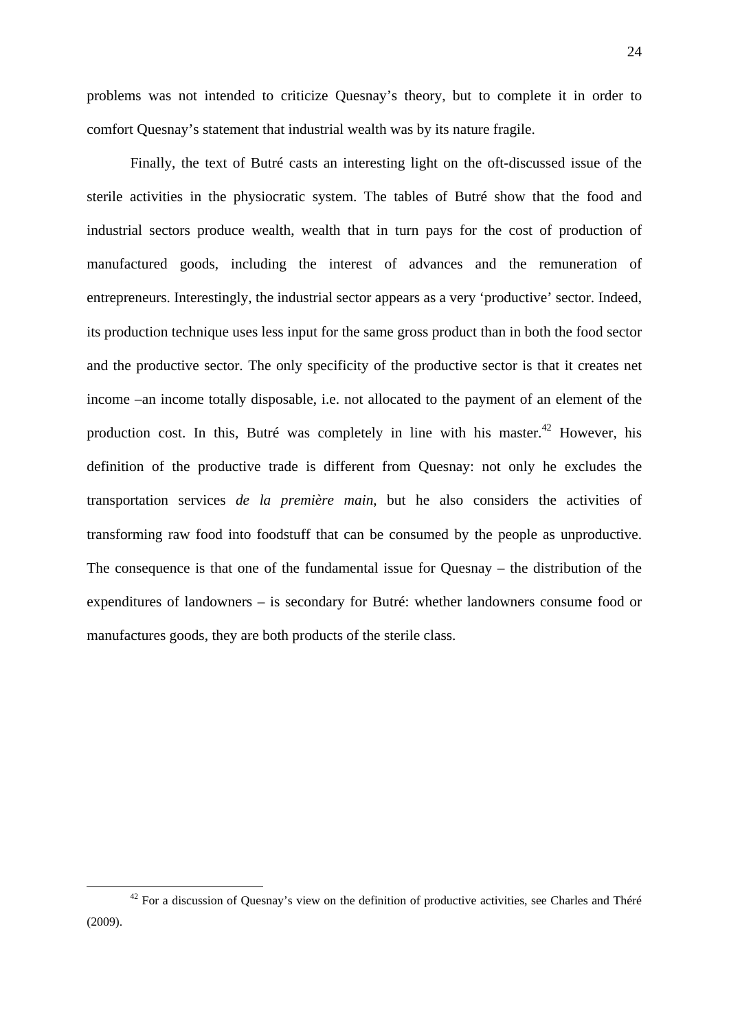problems was not intended to criticize Quesnay's theory, but to complete it in order to comfort Quesnay's statement that industrial wealth was by its nature fragile.

Finally, the text of Butré casts an interesting light on the oft-discussed issue of the sterile activities in the physiocratic system. The tables of Butré show that the food and industrial sectors produce wealth, wealth that in turn pays for the cost of production of manufactured goods, including the interest of advances and the remuneration of entrepreneurs. Interestingly, the industrial sector appears as a very 'productive' sector. Indeed, its production technique uses less input for the same gross product than in both the food sector and the productive sector. The only specificity of the productive sector is that it creates net income –an income totally disposable, i.e. not allocated to the payment of an element of the production cost. In this, Butré was completely in line with his master.[42] However, his definition of the productive trade is different from Quesnay: not only he excludes the transportation services *de la première main*, but he also considers the activities of transforming raw food into foodstuff that can be consumed by the people as unproductive. The consequence is that one of the fundamental issue for Quesnay – the distribution of the expenditures of landowners – is secondary for Butré: whether landowners consume food or manufactures goods, they are both products of the sterile class.

[42] For a discussion of Quesnay's view on the definition of productive activities, see Charles and Théré (2009).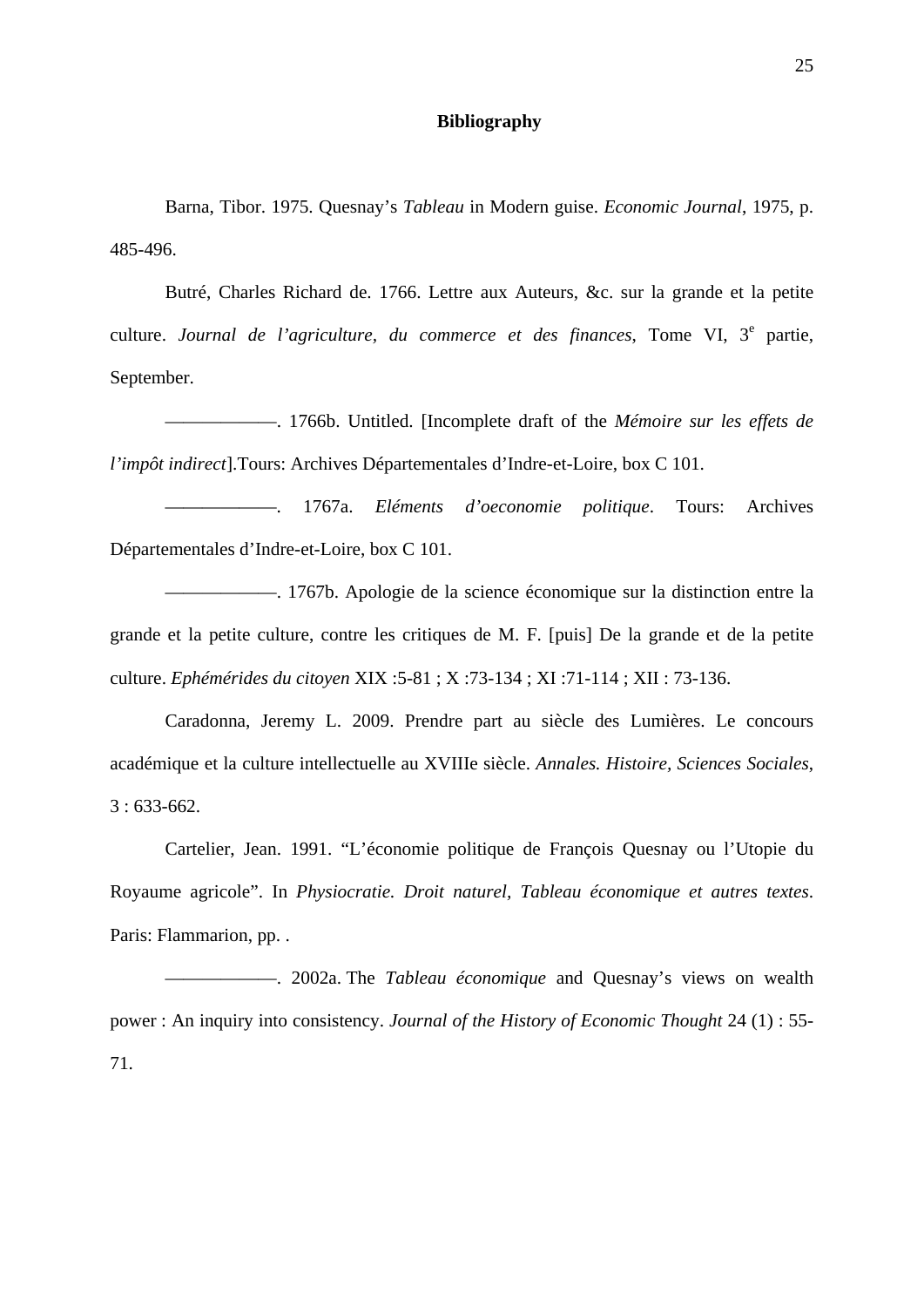## Bibliography

Barna, Tibor. 1975. Quesnay's *Tableau* in Modern guise. *Economic Journal*, 1975, p. 485-496.

Butré, Charles Richard de. 1766. Lettre aux Auteurs, &c. sur la grande et la petite culture. *Journal de l'agriculture, du commerce et des finances*, Tome VI, 3[e] partie, September.

————————. 1766b. Untitled. [Incomplete draft of the *Mémoire sur les effets de l'impôt indirect*].Tours: Archives Départementales d'Indre-et-Loire, box C 101.

————————. 1767a. *Eléments d'oeconomie politique*. Tours: Archives Départementales d'Indre-et-Loire, box C 101.

————————. 1767b. Apologie de la science économique sur la distinction entre la grande et la petite culture, contre les critiques de M. F. [puis] De la grande et de la petite culture. *Ephémérides du citoyen* XIX :5-81 ; X :73-134 ; XI :71-114 ; XII : 73-136.

Caradonna, Jeremy L. 2009. Prendre part au siècle des Lumières. Le concours académique et la culture intellectuelle au XVIIIe siècle. *Annales. Histoire, Sciences Sociales*, 3 : 633-662.

Cartelier, Jean. 1991. "L'économie politique de François Quesnay ou l'Utopie du Royaume agricole". In *Physiocratie. Droit naturel, Tableau économique et autres textes*. Paris: Flammarion, pp. .

————————. 2002a. The *Tableau économique* and Quesnay's views on wealth power : An inquiry into consistency. *Journal of the History of Economic Thought* 24 (1) : 55-71.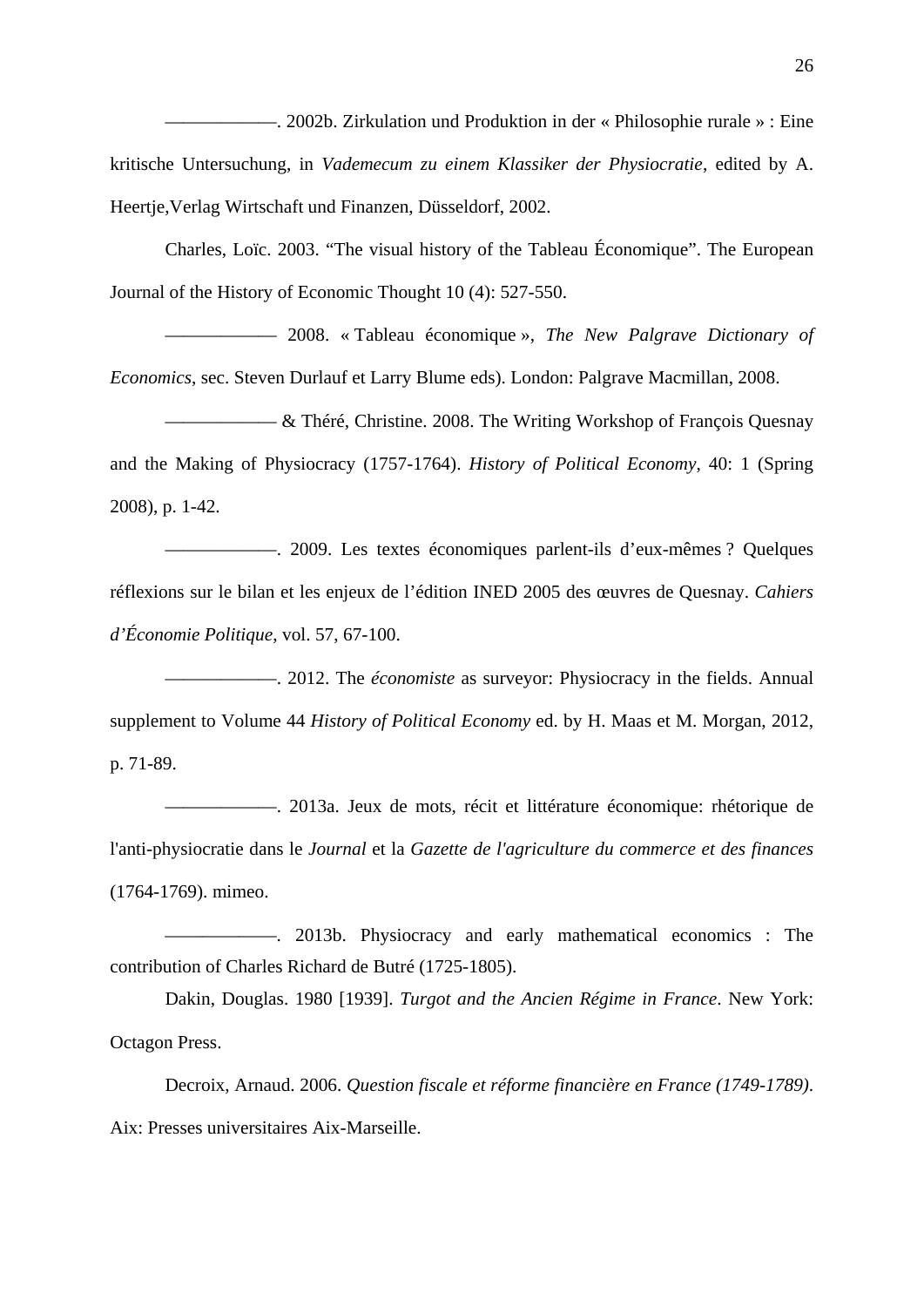——————. 2002b. Zirkulation und Produktion in der « Philosophie rurale » : Eine kritische Untersuchung, in *Vademecum zu einem Klassiker der Physiocratie*, edited by A. Heertje,Verlag Wirtschaft und Finanzen, Düsseldorf, 2002.

Charles, Loïc. 2003. "The visual history of the Tableau Économique". The European Journal of the History of Economic Thought 10 (4): 527-550.

—————— 2008. « Tableau économique », *The New Palgrave Dictionary of Economics*, sec. Steven Durlauf et Larry Blume eds). London: Palgrave Macmillan, 2008.

—————— & Théré, Christine. 2008. The Writing Workshop of François Quesnay and the Making of Physiocracy (1757-1764). *History of Political Economy*, 40: 1 (Spring 2008), p. 1-42.

——————. 2009. Les textes économiques parlent-ils d'eux-mêmes ? Quelques réflexions sur le bilan et les enjeux de l'édition INED 2005 des œuvres de Quesnay. *Cahiers d'Économie Politique*, vol. 57, 67-100.

——————. 2012. The *économiste* as surveyor: Physiocracy in the fields. Annual supplement to Volume 44 *History of Political Economy* ed. by H. Maas et M. Morgan, 2012, p. 71-89.

——————. 2013a. Jeux de mots, récit et littérature économique: rhétorique de l'anti-physiocratie dans le *Journal* et la *Gazette de l'agriculture du commerce et des finances* (1764-1769). mimeo.

——————. 2013b. Physiocracy and early mathematical economics : The contribution of Charles Richard de Butré (1725-1805).

Dakin, Douglas. 1980 [1939]. *Turgot and the Ancien Régime in France*. New York: Octagon Press.

Decroix, Arnaud. 2006. *Question fiscale et réforme financière en France (1749-1789)*. Aix: Presses universitaires Aix-Marseille.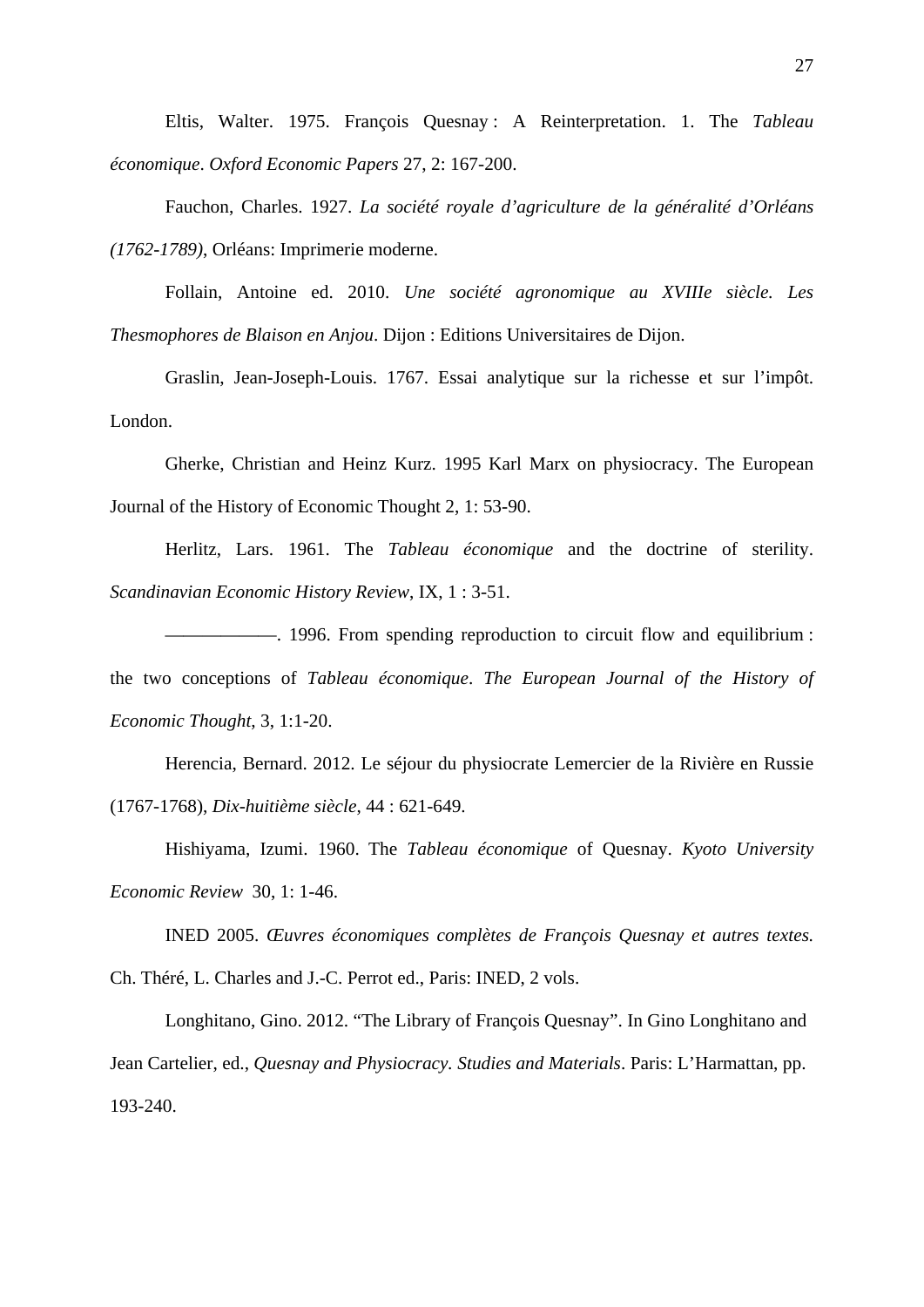Eltis, Walter. 1975. François Quesnay : A Reinterpretation. 1. The *Tableau économique*. *Oxford Economic Papers* 27, 2: 167-200.

Fauchon, Charles. 1927. *La société royale d'agriculture de la généralité d'Orléans (1762-1789)*, Orléans: Imprimerie moderne.

Follain, Antoine ed. 2010. *Une société agronomique au XVIIIe siècle. Les Thesmophores de Blaison en Anjou*. Dijon : Editions Universitaires de Dijon.

Graslin, Jean-Joseph-Louis. 1767. Essai analytique sur la richesse et sur l'impôt. London.

Gherke, Christian and Heinz Kurz. 1995 Karl Marx on physiocracy. The European Journal of the History of Economic Thought 2, 1: 53-90.

Herlitz, Lars. 1961. The *Tableau économique* and the doctrine of sterility. *Scandinavian Economic History Review*, IX, 1 : 3-51.

—————. 1996. From spending reproduction to circuit flow and equilibrium : the two conceptions of *Tableau économique*. *The European Journal of the History of Economic Thought*, 3, 1:1-20.

Herencia, Bernard. 2012. Le séjour du physiocrate Lemercier de la Rivière en Russie (1767-1768), *Dix-huitième siècle*, 44 : 621-649.

Hishiyama, Izumi. 1960. The *Tableau économique* of Quesnay. *Kyoto University Economic Review* 30, 1: 1-46.

INED 2005. *Œuvres économiques complètes de François Quesnay et autres textes.* Ch. Théré, L. Charles and J.-C. Perrot ed., Paris: INED, 2 vols.

Longhitano, Gino. 2012. "The Library of François Quesnay". In Gino Longhitano and Jean Cartelier, ed., *Quesnay and Physiocracy. Studies and Materials*. Paris: L'Harmattan, pp. 193-240.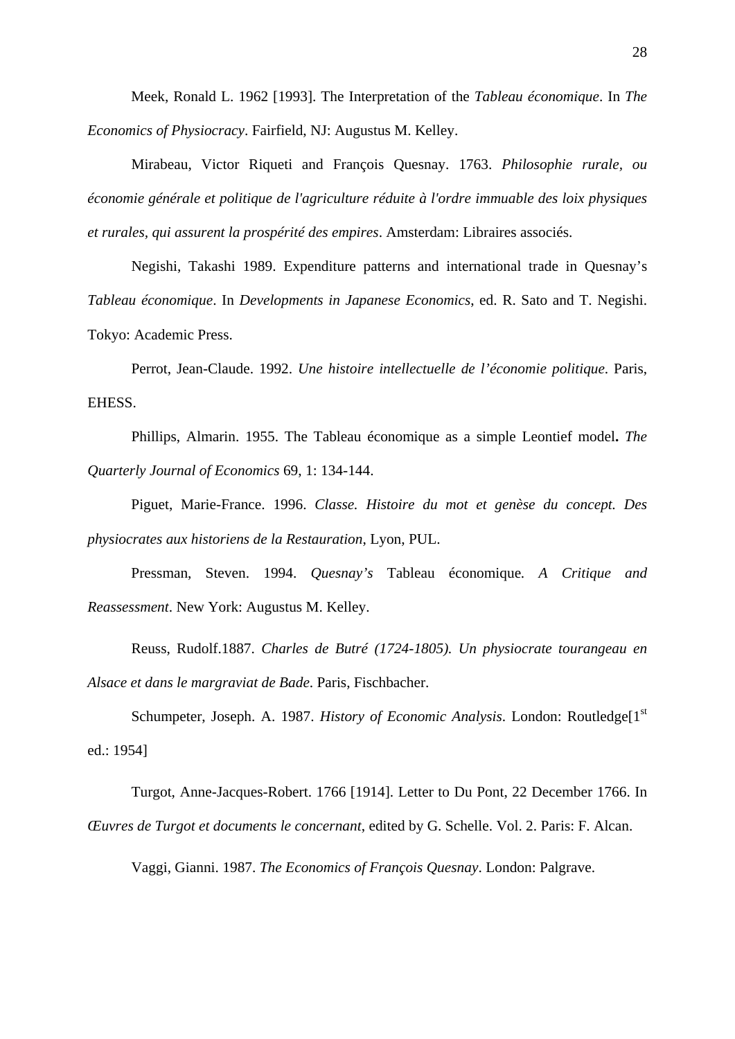Meek, Ronald L. 1962 [1993]. The Interpretation of the *Tableau économique*. In *The Economics of Physiocracy*. Fairfield, NJ: Augustus M. Kelley.

Mirabeau, Victor Riqueti and François Quesnay. 1763. *Philosophie rurale, ou économie générale et politique de l'agriculture réduite à l'ordre immuable des loix physiques et rurales, qui assurent la prospérité des empires*. Amsterdam: Libraires associés.

Negishi, Takashi 1989. Expenditure patterns and international trade in Quesnay's *Tableau économique*. In *Developments in Japanese Economics*, ed. R. Sato and T. Negishi. Tokyo: Academic Press.

Perrot, Jean-Claude. 1992. *Une histoire intellectuelle de l'économie politique*. Paris, EHESS.

Phillips, Almarin. 1955. The Tableau économique as a simple Leontief model**.** *The Quarterly Journal of Economics* 69, 1: 134-144.

Piguet, Marie-France. 1996. *Classe. Histoire du mot et genèse du concept. Des physiocrates aux historiens de la Restauration*, Lyon, PUL.

Pressman, Steven. 1994. *Quesnay's* Tableau économique*. A Critique and Reassessment*. New York: Augustus M. Kelley.

Reuss, Rudolf.1887. *Charles de Butré (1724-1805). Un physiocrate tourangeau en Alsace et dans le margraviat de Bade*. Paris, Fischbacher.

Schumpeter, Joseph. A. 1987. *History of Economic Analysis*. London: Routledge[1st ed.: 1954]

Turgot, Anne-Jacques-Robert. 1766 [1914]. Letter to Du Pont, 22 December 1766. In *Œuvres de Turgot et documents le concernant*, edited by G. Schelle. Vol. 2. Paris: F. Alcan.

Vaggi, Gianni. 1987. *The Economics of François Quesnay*. London: Palgrave.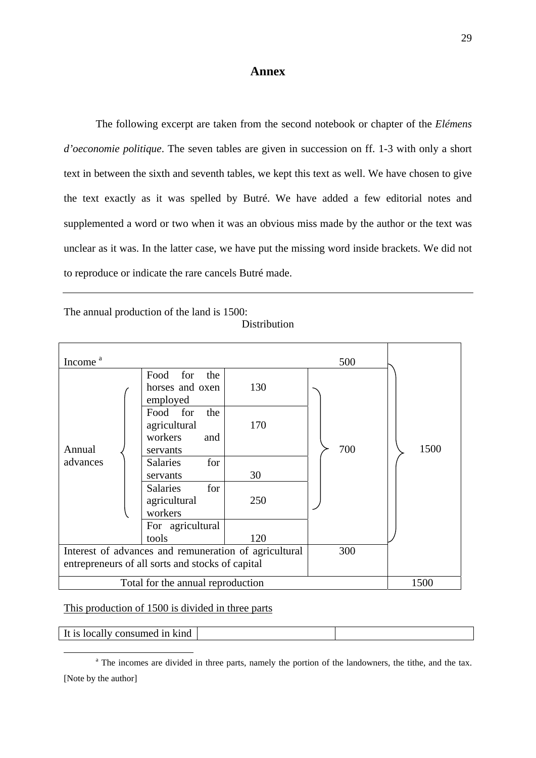## Annex

The following excerpt are taken from the second notebook or chapter of the *Elémens d'oeconomie politique*. The seven tables are given in succession on ff. 1-3 with only a short text in between the sixth and seventh tables, we kept this text as well. We have chosen to give the text exactly as it was spelled by Butré. We have added a few editorial notes and supplemented a word or two when it was an obvious miss made by the author or the text was unclear as it was. In the latter case, we have put the missing word inside brackets. We did not to reproduce or indicate the rare cancels Butré made.

---

The annual production of the land is 1500:

Distribution

| | | | | |
|---|---|---|---|---|
| Income [a] | | | 500 | 1500 |
| Annual advances | Food for the horses and oxen employed | 130 | 700 | |
| | Food for the agricultural workers and servants | 170 | | |
| | Salaries for servants | 30 | | |
| | Salaries for agricultural workers | 250 | | |
| | For agricultural tools | 120 | | |
| Interest of advances and remuneration of agricultural entrepreneurs of all sorts and stocks of capital | | | 300 | |
| Total for the annual reproduction | | | | 1500 |

<u>This production of 1500 is divided in three parts</u>

| | | |
|---|---|---|
| It is locally consumed in kind | | |

[a] The incomes are divided in three parts, namely the portion of the landowners, the tithe, and the tax. [Note by the author]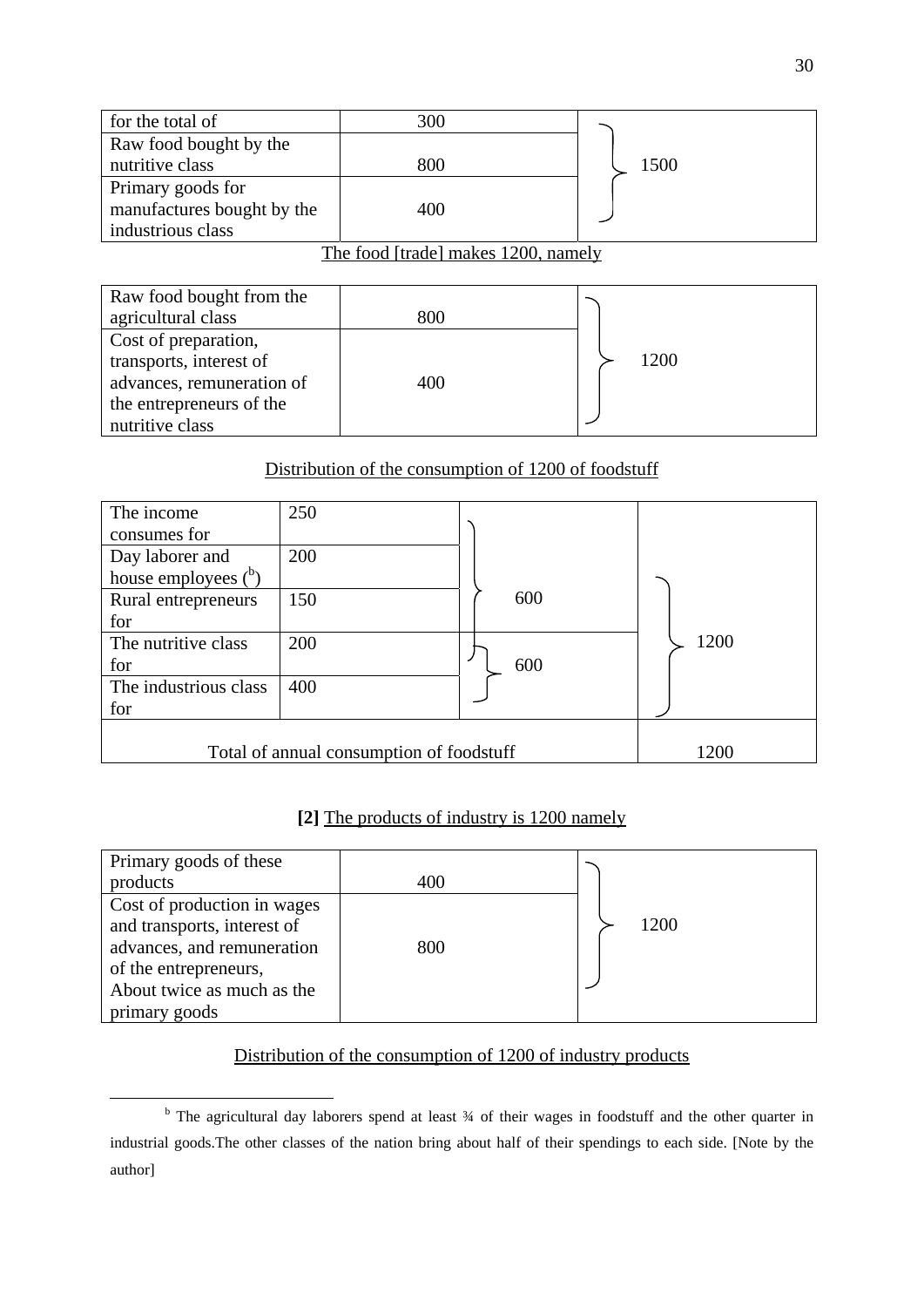| for the total of | 300 | 1500 |
|---|---|---|
| Raw food bought by the nutritive class | 800 | |
| Primary goods for manufactures bought by the industrious class | 400 | |

The food [trade] makes 1200, namely

| Raw food bought from the agricultural class | 800 | 1200 |
|---|---|---|
| Cost of preparation, transports, interest of advances, remuneration of the entrepreneurs of the nutritive class | 400 | |

Distribution of the consumption of 1200 of foodstuff

| The income consumes for | 250 | 600 | 1200 |
|---|---|---|---|
| Day laborer and house employees ([b]) | 200 | | |
| Rural entrepreneurs for | 150 | | |
| The nutritive class for | 200 | 600 | |
| The industrious class for | 400 | | |
| Total of annual consumption of foodstuff | | | 1200 |

**[2]** The products of industry is 1200 namely

| Primary goods of these products | 400 | 1200 |
|---|---|---|
| Cost of production in wages and transports, interest of advances, and remuneration of the entrepreneurs, About twice as much as the primary goods | 800 | |

Distribution of the consumption of 1200 of industry products

---

[b] The agricultural day laborers spend at least ¾ of their wages in foodstuff and the other quarter in industrial goods.The other classes of the nation bring about half of their spendings to each side. [Note by the author]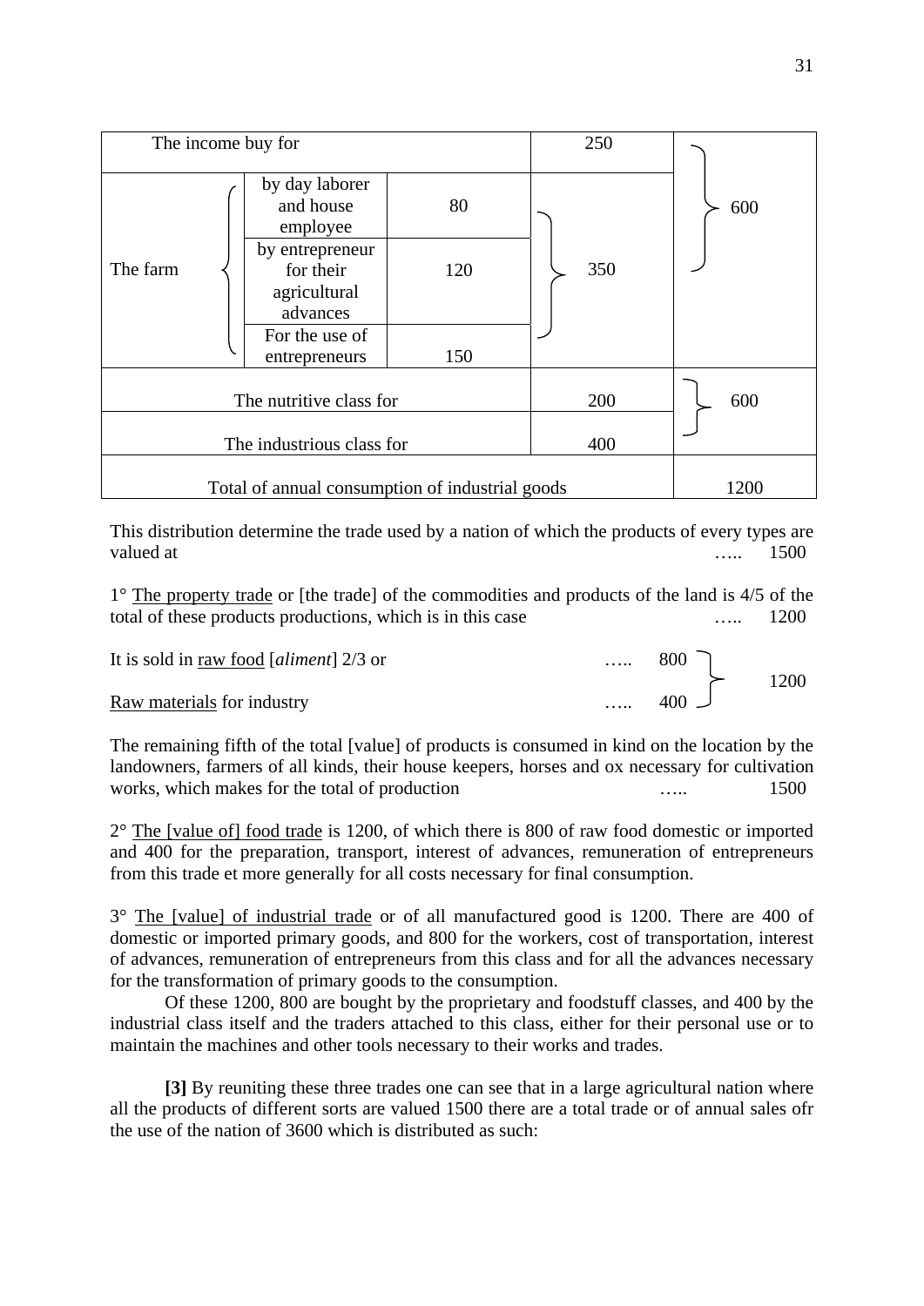| The income buy for | | | 250 | 600 |
|---|---|---|---|---|
| The farm | by day laborer and house employee | 80 | 350 | |
| | by entrepreneur for their agricultural advances | 120 | | |
| | For the use of entrepreneurs | 150 | | |
| The nutritive class for | | | 200 | 600 |
| The industrious class for | | | 400 | |
| Total of annual consumption of industrial goods | | | | 1200 |

This distribution determine the trade used by a nation of which the products of every types are valued at ….. 1500

1° <u>The property trade</u> or [the trade] of the commodities and products of the land is 4/5 of the total of these products productions, which is in this case ….. 1200

It is sold in <u>raw food</u> [*aliment*] 2/3 or ….. 800 } 1200

<u>Raw materials</u> for industry ….. 400

The remaining fifth of the total [value] of products is consumed in kind on the location by the landowners, farmers of all kinds, their house keepers, horses and ox necessary for cultivation works, which makes for the total of production ….. 1500

2° <u>The [value of] food trade</u> is 1200, of which there is 800 of raw food domestic or imported and 400 for the preparation, transport, interest of advances, remuneration of entrepreneurs from this trade et more generally for all costs necessary for final consumption.

3° <u>The [value] of industrial trade</u> or of all manufactured good is 1200. There are 400 of domestic or imported primary goods, and 800 for the workers, cost of transportation, interest of advances, remuneration of entrepreneurs from this class and for all the advances necessary for the transformation of primary goods to the consumption.

Of these 1200, 800 are bought by the proprietary and foodstuff classes, and 400 by the industrial class itself and the traders attached to this class, either for their personal use or to maintain the machines and other tools necessary to their works and trades.

**[3]** By reuniting these three trades one can see that in a large agricultural nation where all the products of different sorts are valued 1500 there are a total trade or of annual sales ofr the use of the nation of 3600 which is distributed as such: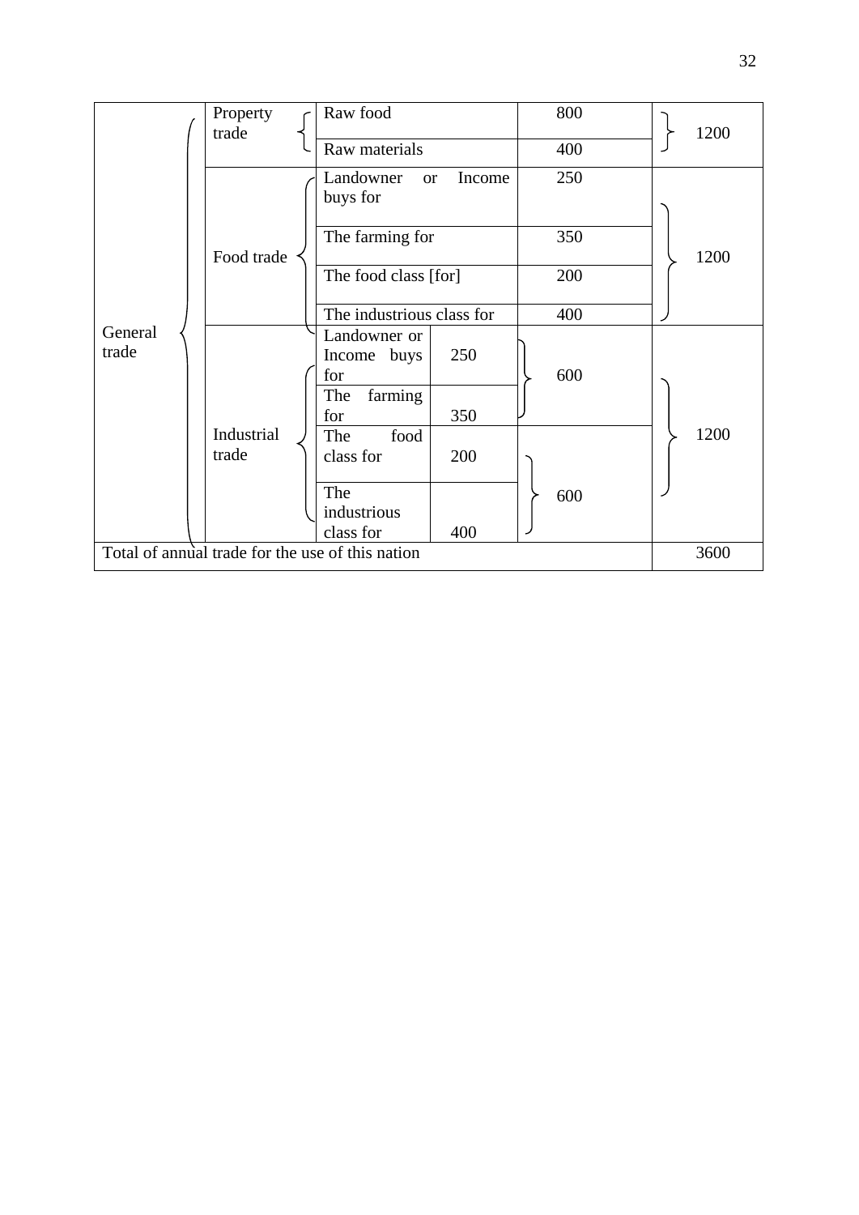| | | | | | |
|---|---|---|---|---|---|
| General trade | Property trade | Raw food | | 800 | 1200 |
| | | Raw materials | | 400 | |
| | Food trade | Landowner or Income buys for | | 250 | 1200 |
| | | The farming for | | 350 | |
| | | The food class [for] | | 200 | |
| | | The industrious class for | | 400 | |
| | Industrial trade | Landowner or Income buys for | 250 | 600 | 1200 |
| | | The farming for | 350 | | |
| | | The food class for | 200 | 600 | |
| | | The industrious class for | 400 | | |
| Total of annual trade for the use of this nation | | | | | 3600 |